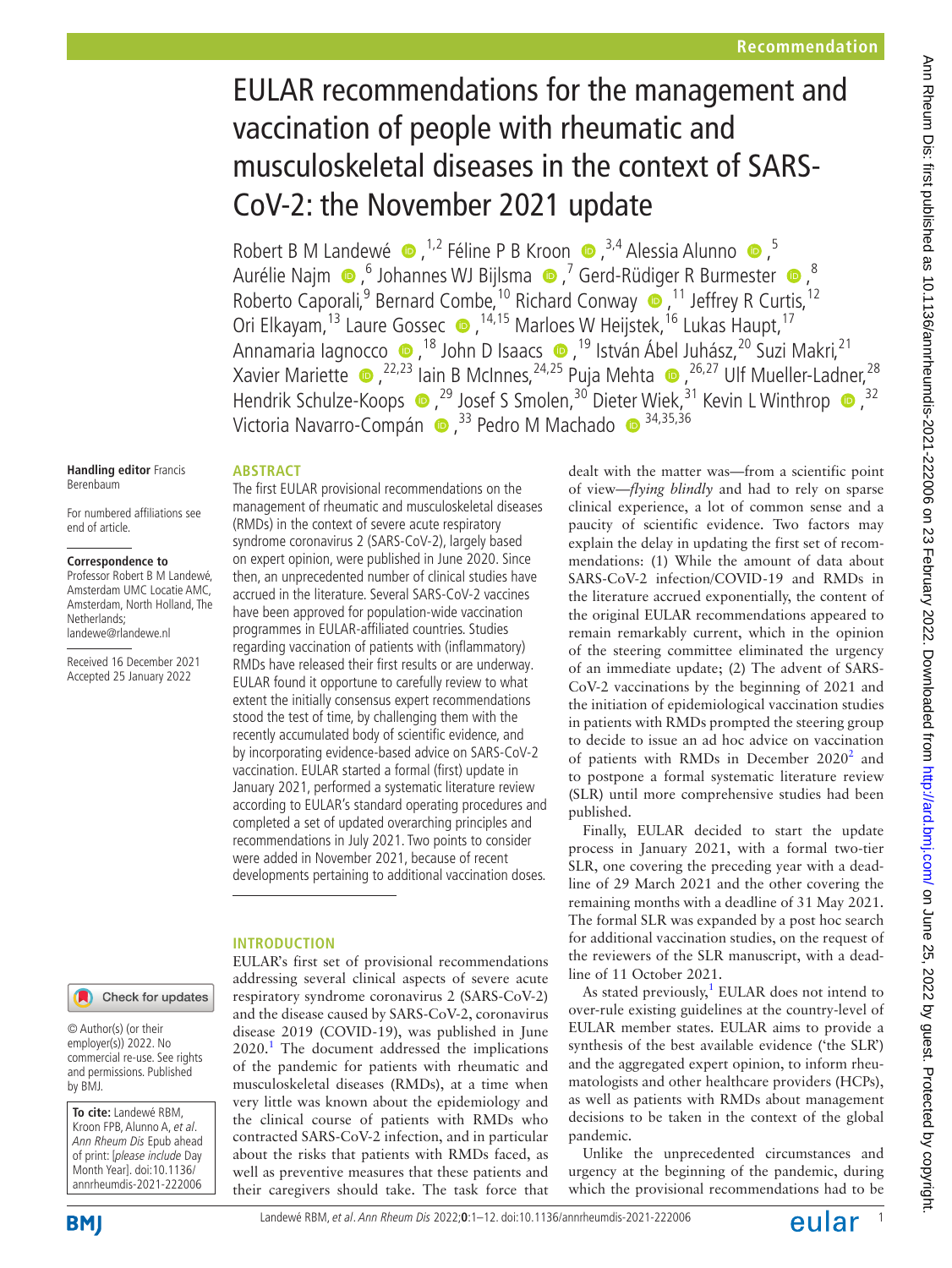Recommendation

# EULAR recommendations for the management and vaccination of people with rheumatic and musculoskeletal diseases in the context of SARS-CoV-2: the November 2021 update

Robert B M Landewé,[1,2] Féline P B Kroon,[3,4] Alessia Alunno,[5] Aurélie Najm,[6] Johannes WJ Bijlsma,[7] Gerd-Rüdiger R Burmester,[8] Roberto Caporali,[9] Bernard Combe,[10] Richard Conway,[11] Jeffrey R Curtis,[12] Ori Elkayam,[13] Laure Gossec,[14,15] Marloes W Heijstek,[16] Lukas Haupt,[17] Annamaria Iagnocco,[18] John D Isaacs,[19] István Ábel Juhász,[20] Suzi Makri,[21] Xavier Mariette,[22,23] Iain B McInnes,[24,25] Puja Mehta,[26,27] Ulf Mueller-Ladner,[28] Hendrik Schulze-Koops,[29] Josef S Smolen,[30] Dieter Wiek,[31] Kevin L Winthrop,[32] Victoria Navarro-Compán,[33] Pedro M Machado[34,35,36]

**Handling editor** Francis Berenbaum

For numbered affiliations see end of article.

**Correspondence to**
Professor Robert B M Landewé, Amsterdam UMC Locatie AMC, Amsterdam, North Holland, The Netherlands; landewe@rlandewe.nl

Received 16 December 2021
Accepted 25 January 2022

© Author(s) (or their employer(s)) 2022. No commercial re-use. See rights and permissions. Published by BMJ.

**To cite:** Landewé RBM, Kroon FPB, Alunno A, *et al*. *Ann Rheum Dis* Epub ahead of print: [*please include* Day Month Year]. doi:10.1136/annrheumdis-2021-222006

## ABSTRACT

The first EULAR provisional recommendations on the management of rheumatic and musculoskeletal diseases (RMDs) in the context of severe acute respiratory syndrome coronavirus 2 (SARS-CoV-2), largely based on expert opinion, were published in June 2020. Since then, an unprecedented number of clinical studies have accrued in the literature. Several SARS-CoV-2 vaccines have been approved for population-wide vaccination programmes in EULAR-affiliated countries. Studies regarding vaccination of patients with (inflammatory) RMDs have released their first results or are underway. EULAR found it opportune to carefully review to what extent the initially consensus expert recommendations stood the test of time, by challenging them with the recently accumulated body of scientific evidence, and by incorporating evidence-based advice on SARS-CoV-2 vaccination. EULAR started a formal (first) update in January 2021, performed a systematic literature review according to EULAR's standard operating procedures and completed a set of updated overarching principles and recommendations in July 2021. Two points to consider were added in November 2021, because of recent developments pertaining to additional vaccination doses.

## INTRODUCTION

EULAR's first set of provisional recommendations addressing several clinical aspects of severe acute respiratory syndrome coronavirus 2 (SARS-CoV-2) and the disease caused by SARS-CoV-2, coronavirus disease 2019 (COVID-19), was published in June 2020.[1] The document addressed the implications of the pandemic for patients with rheumatic and musculoskeletal diseases (RMDs), at a time when very little was known about the epidemiology and the clinical course of patients with RMDs who contracted SARS-CoV-2 infection, and in particular about the risks that patients with RMDs faced, as well as preventive measures that these patients and their caregivers should take. The task force that dealt with the matter was—from a scientific point of view—*flying blindly* and had to rely on sparse clinical experience, a lot of common sense and a paucity of scientific evidence. Two factors may explain the delay in updating the first set of recommendations: (1) While the amount of data about SARS-CoV-2 infection/COVID-19 and RMDs in the literature accrued exponentially, the content of the original EULAR recommendations appeared to remain remarkably current, which in the opinion of the steering committee eliminated the urgency of an immediate update; (2) The advent of SARS-CoV-2 vaccinations by the beginning of 2021 and the initiation of epidemiological vaccination studies in patients with RMDs prompted the steering group to decide to issue an ad hoc advice on vaccination of patients with RMDs in December 2020[2] and to postpone a formal systematic literature review (SLR) until more comprehensive studies had been published.

Finally, EULAR decided to start the update process in January 2021, with a formal two-tier SLR, one covering the preceding year with a deadline of 29 March 2021 and the other covering the remaining months with a deadline of 31 May 2021. The formal SLR was expanded by a post hoc search for additional vaccination studies, on the request of the reviewers of the SLR manuscript, with a deadline of 11 October 2021.

As stated previously,[1] EULAR does not intend to over-rule existing guidelines at the country-level of EULAR member states. EULAR aims to provide a synthesis of the best available evidence ('the SLR') and the aggregated expert opinion, to inform rheumatologists and other healthcare providers (HCPs), as well as patients with RMDs about management decisions to be taken in the context of the global pandemic.

Unlike the unprecedented circumstances and urgency at the beginning of the pandemic, during which the provisional recommendations had to be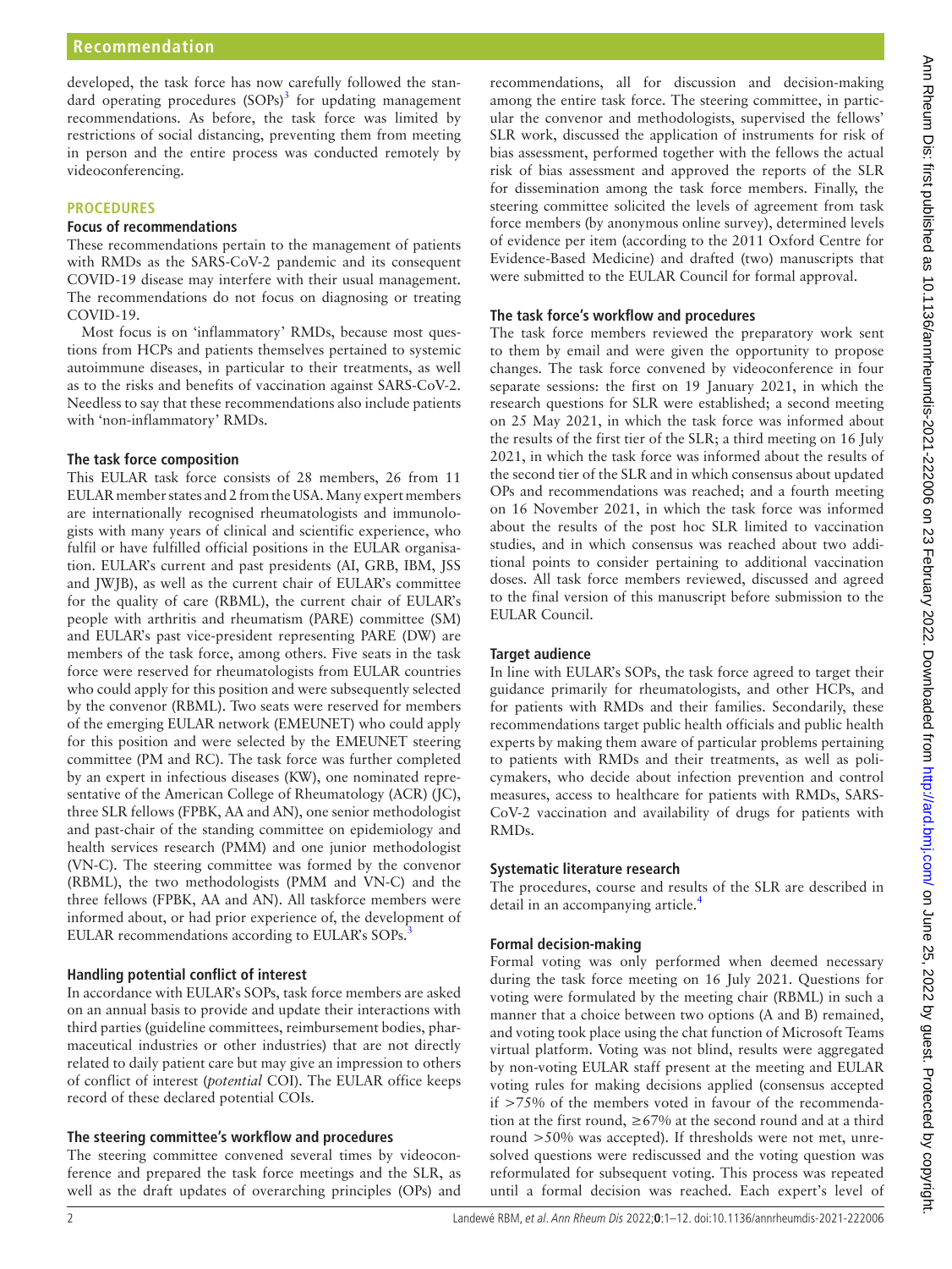developed, the task force has now carefully followed the standard operating procedures (SOPs)[3] for updating management recommendations. As before, the task force was limited by restrictions of social distancing, preventing them from meeting in person and the entire process was conducted remotely by videoconferencing.

## PROCEDURES

### Focus of recommendations

These recommendations pertain to the management of patients with RMDs as the SARS-CoV-2 pandemic and its consequent COVID-19 disease may interfere with their usual management. The recommendations do not focus on diagnosing or treating COVID-19.

Most focus is on 'inflammatory' RMDs, because most questions from HCPs and patients themselves pertained to systemic autoimmune diseases, in particular to their treatments, as well as to the risks and benefits of vaccination against SARS-CoV-2. Needless to say that these recommendations also include patients with 'non-inflammatory' RMDs.

### The task force composition

This EULAR task force consists of 28 members, 26 from 11 EULAR member states and 2 from the USA. Many expert members are internationally recognised rheumatologists and immunologists with many years of clinical and scientific experience, who fulfil or have fulfilled official positions in the EULAR organisation. EULAR's current and past presidents (AI, GRB, IBM, JSS and JWJB), as well as the current chair of EULAR's committee for the quality of care (RBML), the current chair of EULAR's people with arthritis and rheumatism (PARE) committee (SM) and EULAR's past vice-president representing PARE (DW) are members of the task force, among others. Five seats in the task force were reserved for rheumatologists from EULAR countries who could apply for this position and were subsequently selected by the convenor (RBML). Two seats were reserved for members of the emerging EULAR network (EMEUNET) who could apply for this position and were selected by the EMEUNET steering committee (PM and RC). The task force was further completed by an expert in infectious diseases (KW), one nominated representative of the American College of Rheumatology (ACR) (JC), three SLR fellows (FPBK, AA and AN), one senior methodologist and past-chair of the standing committee on epidemiology and health services research (PMM) and one junior methodologist (VN-C). The steering committee was formed by the convenor (RBML), the two methodologists (PMM and VN-C) and the three fellows (FPBK, AA and AN). All taskforce members were informed about, or had prior experience of, the development of EULAR recommendations according to EULAR's SOPs.[3]

### Handling potential conflict of interest

In accordance with EULAR's SOPs, task force members are asked on an annual basis to provide and update their interactions with third parties (guideline committees, reimbursement bodies, pharmaceutical industries or other industries) that are not directly related to daily patient care but may give an impression to others of conflict of interest (*potential* COI). The EULAR office keeps record of these declared potential COIs.

### The steering committee's workflow and procedures

The steering committee convened several times by videoconference and prepared the task force meetings and the SLR, as well as the draft updates of overarching principles (OPs) and recommendations, all for discussion and decision-making among the entire task force. The steering committee, in particular the convenor and methodologists, supervised the fellows' SLR work, discussed the application of instruments for risk of bias assessment, performed together with the fellows the actual risk of bias assessment and approved the reports of the SLR for dissemination among the task force members. Finally, the steering committee solicited the levels of agreement from task force members (by anonymous online survey), determined levels of evidence per item (according to the 2011 Oxford Centre for Evidence-Based Medicine) and drafted (two) manuscripts that were submitted to the EULAR Council for formal approval.

### The task force's workflow and procedures

The task force members reviewed the preparatory work sent to them by email and were given the opportunity to propose changes. The task force convened by videoconference in four separate sessions: the first on 19 January 2021, in which the research questions for SLR were established; a second meeting on 25 May 2021, in which the task force was informed about the results of the first tier of the SLR; a third meeting on 16 July 2021, in which the task force was informed about the results of the second tier of the SLR and in which consensus about updated OPs and recommendations was reached; and a fourth meeting on 16 November 2021, in which the task force was informed about the results of the post hoc SLR limited to vaccination studies, and in which consensus was reached about two additional points to consider pertaining to additional vaccination doses. All task force members reviewed, discussed and agreed to the final version of this manuscript before submission to the EULAR Council.

### Target audience

In line with EULAR's SOPs, the task force agreed to target their guidance primarily for rheumatologists, and other HCPs, and for patients with RMDs and their families. Secondarily, these recommendations target public health officials and public health experts by making them aware of particular problems pertaining to patients with RMDs and their treatments, as well as policymakers, who decide about infection prevention and control measures, access to healthcare for patients with RMDs, SARS-CoV-2 vaccination and availability of drugs for patients with RMDs.

### Systematic literature research

The procedures, course and results of the SLR are described in detail in an accompanying article.[4]

### Formal decision-making

Formal voting was only performed when deemed necessary during the task force meeting on 16 July 2021. Questions for voting were formulated by the meeting chair (RBML) in such a manner that a choice between two options (A and B) remained, and voting took place using the chat function of Microsoft Teams virtual platform. Voting was not blind, results were aggregated by non-voting EULAR staff present at the meeting and EULAR voting rules for making decisions applied (consensus accepted if >75% of the members voted in favour of the recommendation at the first round, ≥67% at the second round and at a third round >50% was accepted). If thresholds were not met, unresolved questions were rediscussed and the voting question was reformulated for subsequent voting. This process was repeated until a formal decision was reached. Each expert's level of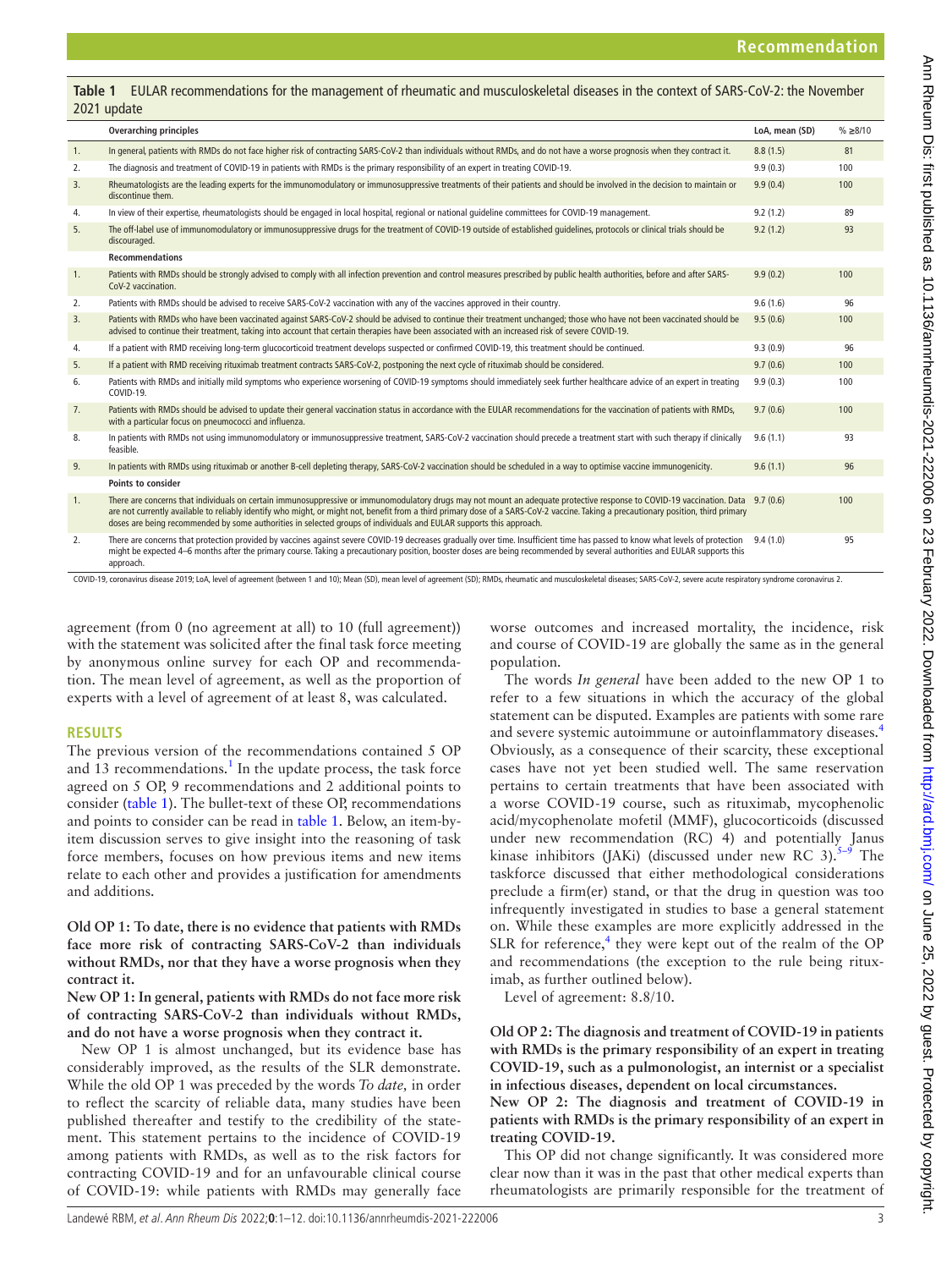**Table 1** EULAR recommendations for the management of rheumatic and musculoskeletal diseases in the context of SARS-CoV-2: the November 2021 update

| | Overarching principles | LoA, mean (SD) | % ≥8/10 |
|---|---|---|---|
| 1. | In general, patients with RMDs do not face higher risk of contracting SARS-CoV-2 than individuals without RMDs, and do not have a worse prognosis when they contract it. | 8.8 (1.5) | 81 |
| 2. | The diagnosis and treatment of COVID-19 in patients with RMDs is the primary responsibility of an expert in treating COVID-19. | 9.9 (0.3) | 100 |
| 3. | Rheumatologists are the leading experts for the immunomodulatory or immunosuppressive treatments of their patients and should be involved in the decision to maintain or discontinue them. | 9.9 (0.4) | 100 |
| 4. | In view of their expertise, rheumatologists should be engaged in local hospital, regional or national guideline committees for COVID-19 management. | 9.2 (1.2) | 89 |
| 5. | The off-label use of immunomodulatory or immunosuppressive drugs for the treatment of COVID-19 outside of established guidelines, protocols or clinical trials should be discouraged. | 9.2 (1.2) | 93 |
| | **Recommendations** | | |
| 1. | Patients with RMDs should be strongly advised to comply with all infection prevention and control measures prescribed by public health authorities, before and after SARS-CoV-2 vaccination. | 9.9 (0.2) | 100 |
| 2. | Patients with RMDs should be advised to receive SARS-CoV-2 vaccination with any of the vaccines approved in their country. | 9.6 (1.6) | 96 |
| 3. | Patients with RMDs who have been vaccinated against SARS-CoV-2 should be advised to continue their treatment unchanged; those who have not been vaccinated should be advised to continue their treatment, taking into account that certain therapies have been associated with an increased risk of severe COVID-19. | 9.5 (0.6) | 100 |
| 4. | If a patient with RMD receiving long-term glucocorticoid treatment develops suspected or confirmed COVID-19, this treatment should be continued. | 9.3 (0.9) | 96 |
| 5. | If a patient with RMD receiving rituximab treatment contracts SARS-CoV-2, postponing the next cycle of rituximab should be considered. | 9.7 (0.6) | 100 |
| 6. | Patients with RMDs and initially mild symptoms who experience worsening of COVID-19 symptoms should immediately seek further healthcare advice of an expert in treating COVID-19. | 9.9 (0.3) | 100 |
| 7. | Patients with RMDs should be advised to update their general vaccination status in accordance with the EULAR recommendations for the vaccination of patients with RMDs, with a particular focus on pneumococci and influenza. | 9.7 (0.6) | 100 |
| 8. | In patients with RMDs not using immunomodulatory or immunosuppressive treatment, SARS-CoV-2 vaccination should precede a treatment start with such therapy if clinically feasible. | 9.6 (1.1) | 93 |
| 9. | In patients with RMDs using rituximab or another B-cell depleting therapy, SARS-CoV-2 vaccination should be scheduled in a way to optimise vaccine immunogenicity. | 9.6 (1.1) | 96 |
| | **Points to consider** | | |
| 1. | There are concerns that individuals on certain immunosuppressive or immunomodulatory drugs may not mount an adequate protective response to COVID-19 vaccination. Data are not currently available to reliably identify who might, or might not, benefit from a third primary dose of a SARS-CoV-2 vaccine. Taking a precautionary position, third primary doses are being recommended by some authorities in selected groups of individuals and EULAR supports this approach. | 9.7 (0.6) | 100 |
| 2. | There are concerns that protection provided by vaccines against severe COVID-19 decreases gradually over time. Insufficient time has passed to know what levels of protection might be expected 4–6 months after the primary course. Taking a precautionary position, booster doses are being recommended by several authorities and EULAR supports this approach. | 9.4 (1.0) | 95 |

COVID-19, coronavirus disease 2019; LoA, level of agreement (between 1 and 10); Mean (SD), mean level of agreement (SD); RMDs, rheumatic and musculoskeletal diseases; SARS-CoV-2, severe acute respiratory syndrome coronavirus 2.

agreement (from 0 (no agreement at all) to 10 (full agreement)) with the statement was solicited after the final task force meeting by anonymous online survey for each OP and recommendation. The mean level of agreement, as well as the proportion of experts with a level of agreement of at least 8, was calculated.

## RESULTS

The previous version of the recommendations contained 5 OP and 13 recommendations.[1] In the update process, the task force agreed on 5 OP, 9 recommendations and 2 additional points to consider (table 1). The bullet-text of these OP, recommendations and points to consider can be read in table 1. Below, an item-by-item discussion serves to give insight into the reasoning of task force members, focuses on how previous items and new items relate to each other and provides a justification for amendments and additions.

**Old OP 1: To date, there is no evidence that patients with RMDs face more risk of contracting SARS-CoV-2 than individuals without RMDs, nor that they have a worse prognosis when they contract it.**

**New OP 1: In general, patients with RMDs do not face more risk of contracting SARS-CoV-2 than individuals without RMDs, and do not have a worse prognosis when they contract it.**

New OP 1 is almost unchanged, but its evidence base has considerably improved, as the results of the SLR demonstrate. While the old OP 1 was preceded by the words *To date,* in order to reflect the scarcity of reliable data, many studies have been published thereafter and testify to the credibility of the statement. This statement pertains to the incidence of COVID-19 among patients with RMDs, as well as to the risk factors for contracting COVID-19 and for an unfavourable clinical course of COVID-19: while patients with RMDs may generally face worse outcomes and increased mortality, the incidence, risk and course of COVID-19 are globally the same as in the general population.

The words *In general* have been added to the new OP 1 to refer to a few situations in which the accuracy of the global statement can be disputed. Examples are patients with some rare and severe systemic autoimmune or autoinflammatory diseases.[4] Obviously, as a consequence of their scarcity, these exceptional cases have not yet been studied well. The same reservation pertains to certain treatments that have been associated with a worse COVID-19 course, such as rituximab, mycophenolic acid/mycophenolate mofetil (MMF), glucocorticoids (discussed under new recommendation (RC) 4) and potentially Janus kinase inhibitors (JAKi) (discussed under new RC 3).[5–9] The taskforce discussed that either methodological considerations preclude a firm(er) stand, or that the drug in question was too infrequently investigated in studies to base a general statement on. While these examples are more explicitly addressed in the SLR for reference,[4] they were kept out of the realm of the OP and recommendations (the exception to the rule being rituximab, as further outlined below).

Level of agreement: 8.8/10.

**Old OP 2: The diagnosis and treatment of COVID-19 in patients with RMDs is the primary responsibility of an expert in treating COVID-19, such as a pulmonologist, an internist or a specialist in infectious diseases, dependent on local circumstances.**

**New OP 2: The diagnosis and treatment of COVID-19 in patients with RMDs is the primary responsibility of an expert in treating COVID-19.**

This OP did not change significantly. It was considered more clear now than it was in the past that other medical experts than rheumatologists are primarily responsible for the treatment of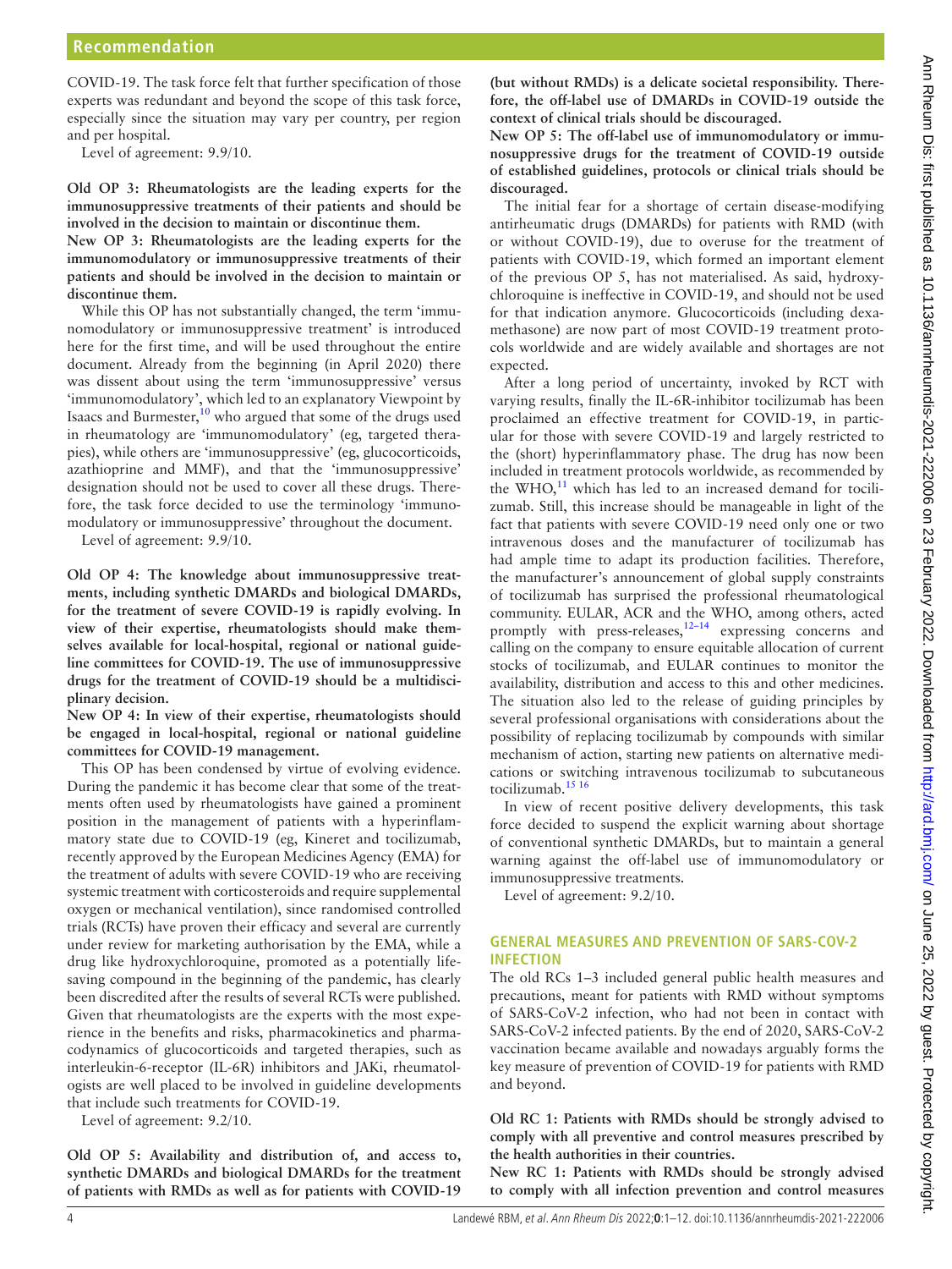COVID-19. The task force felt that further specification of those experts was redundant and beyond the scope of this task force, especially since the situation may vary per country, per region and per hospital.

Level of agreement: 9.9/10.

**Old OP 3: Rheumatologists are the leading experts for the immunosuppressive treatments of their patients and should be involved in the decision to maintain or discontinue them.**

**New OP 3: Rheumatologists are the leading experts for the immunomodulatory or immunosuppressive treatments of their patients and should be involved in the decision to maintain or discontinue them.**

While this OP has not substantially changed, the term 'immunomodulatory or immunosuppressive treatment' is introduced here for the first time, and will be used throughout the entire document. Already from the beginning (in April 2020) there was dissent about using the term 'immunosuppressive' versus 'immunomodulatory', which led to an explanatory Viewpoint by Isaacs and Burmester,[10] who argued that some of the drugs used in rheumatology are 'immunomodulatory' (eg, targeted therapies), while others are 'immunosuppressive' (eg, glucocorticoids, azathioprine and MMF), and that the 'immunosuppressive' designation should not be used to cover all these drugs. Therefore, the task force decided to use the terminology 'immunomodulatory or immunosuppressive' throughout the document.

Level of agreement: 9.9/10.

**Old OP 4: The knowledge about immunosuppressive treatments, including synthetic DMARDs and biological DMARDs, for the treatment of severe COVID-19 is rapidly evolving. In view of their expertise, rheumatologists should make themselves available for local-hospital, regional or national guideline committees for COVID-19. The use of immunosuppressive drugs for the treatment of COVID-19 should be a multidisciplinary decision.**

**New OP 4: In view of their expertise, rheumatologists should be engaged in local-hospital, regional or national guideline committees for COVID-19 management.**

This OP has been condensed by virtue of evolving evidence. During the pandemic it has become clear that some of the treatments often used by rheumatologists have gained a prominent position in the management of patients with a hyperinflammatory state due to COVID-19 (eg, Kineret and tocilizumab, recently approved by the European Medicines Agency (EMA) for the treatment of adults with severe COVID-19 who are receiving systemic treatment with corticosteroids and require supplemental oxygen or mechanical ventilation), since randomised controlled trials (RCTs) have proven their efficacy and several are currently under review for marketing authorisation by the EMA, while a drug like hydroxychloroquine, promoted as a potentially lifesaving compound in the beginning of the pandemic, has clearly been discredited after the results of several RCTs were published. Given that rheumatologists are the experts with the most experience in the benefits and risks, pharmacokinetics and pharmacodynamics of glucocorticoids and targeted therapies, such as interleukin-6-receptor (IL-6R) inhibitors and JAKi, rheumatologists are well placed to be involved in guideline developments that include such treatments for COVID-19.

Level of agreement: 9.2/10.

**Old OP 5: Availability and distribution of, and access to, synthetic DMARDs and biological DMARDs for the treatment of patients with RMDs as well as for patients with COVID-19 (but without RMDs) is a delicate societal responsibility. Therefore, the off-label use of DMARDs in COVID-19 outside the context of clinical trials should be discouraged.**

**New OP 5: The off-label use of immunomodulatory or immunosuppressive drugs for the treatment of COVID-19 outside of established guidelines, protocols or clinical trials should be discouraged.**

The initial fear for a shortage of certain disease-modifying antirheumatic drugs (DMARDs) for patients with RMD (with or without COVID-19), due to overuse for the treatment of patients with COVID-19, which formed an important element of the previous OP 5, has not materialised. As said, hydroxychloroquine is ineffective in COVID-19, and should not be used for that indication anymore. Glucocorticoids (including dexamethasone) are now part of most COVID-19 treatment protocols worldwide and are widely available and shortages are not expected.

After a long period of uncertainty, invoked by RCT with varying results, finally the IL-6R-inhibitor tocilizumab has been proclaimed an effective treatment for COVID-19, in particular for those with severe COVID-19 and largely restricted to the (short) hyperinflammatory phase. The drug has now been included in treatment protocols worldwide, as recommended by the WHO,[11] which has led to an increased demand for tocilizumab. Still, this increase should be manageable in light of the fact that patients with severe COVID-19 need only one or two intravenous doses and the manufacturer of tocilizumab has had ample time to adapt its production facilities. Therefore, the manufacturer's announcement of global supply constraints of tocilizumab has surprised the professional rheumatological community. EULAR, ACR and the WHO, among others, acted promptly with press-releases,[12–14] expressing concerns and calling on the company to ensure equitable allocation of current stocks of tocilizumab, and EULAR continues to monitor the availability, distribution and access to this and other medicines. The situation also led to the release of guiding principles by several professional organisations with considerations about the possibility of replacing tocilizumab by compounds with similar mechanism of action, starting new patients on alternative medications or switching intravenous tocilizumab to subcutaneous tocilizumab.[15 16]

In view of recent positive delivery developments, this task force decided to suspend the explicit warning about shortage of conventional synthetic DMARDs, but to maintain a general warning against the off-label use of immunomodulatory or immunosuppressive treatments.

Level of agreement: 9.2/10.

## GENERAL MEASURES AND PREVENTION OF SARS-COV-2 INFECTION

The old RCs 1–3 included general public health measures and precautions, meant for patients with RMD without symptoms of SARS-CoV-2 infection, who had not been in contact with SARS-CoV-2 infected patients. By the end of 2020, SARS-CoV-2 vaccination became available and nowadays arguably forms the key measure of prevention of COVID-19 for patients with RMD and beyond.

**Old RC 1: Patients with RMDs should be strongly advised to comply with all preventive and control measures prescribed by the health authorities in their countries.**

**New RC 1: Patients with RMDs should be strongly advised to comply with all infection prevention and control measures**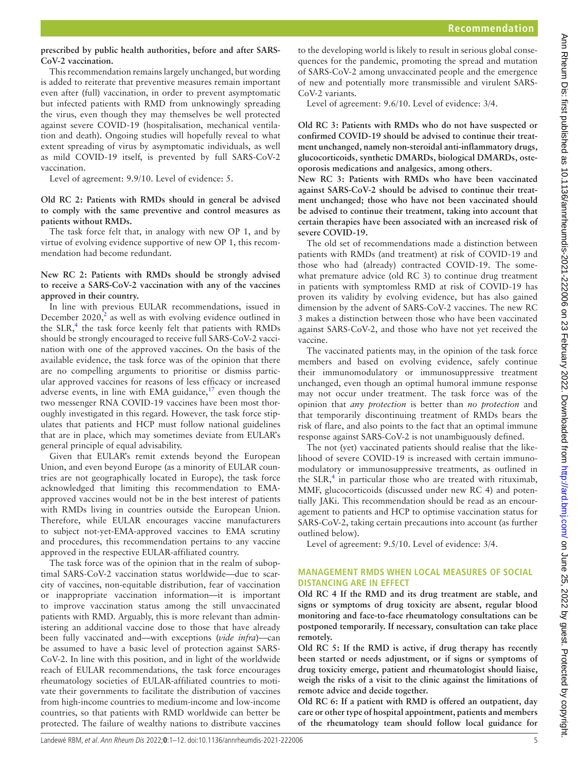**prescribed by public health authorities, before and after SARS-CoV-2 vaccination.**

This recommendation remains largely unchanged, but wording is added to reiterate that preventive measures remain important even after (full) vaccination, in order to prevent asymptomatic but infected patients with RMD from unknowingly spreading the virus, even though they may themselves be well protected against severe COVID-19 (hospitalisation, mechanical ventilation and death). Ongoing studies will hopefully reveal to what extent spreading of virus by asymptomatic individuals, as well as mild COVID-19 itself, is prevented by full SARS-CoV-2 vaccination.

Level of agreement: 9.9/10. Level of evidence: 5.

**Old RC 2: Patients with RMDs should in general be advised to comply with the same preventive and control measures as patients without RMDs.**

The task force felt that, in analogy with new OP 1, and by virtue of evolving evidence supportive of new OP 1, this recommendation had become redundant.

**New RC 2: Patients with RMDs should be strongly advised to receive a SARS-CoV-2 vaccination with any of the vaccines approved in their country.**

In line with previous EULAR recommendations, issued in December 2020,[2] as well as with evolving evidence outlined in the SLR,[4] the task force keenly felt that patients with RMDs should be strongly encouraged to receive full SARS-CoV-2 vaccination with one of the approved vaccines. On the basis of the available evidence, the task force was of the opinion that there are no compelling arguments to prioritise or dismiss particular approved vaccines for reasons of less efficacy or increased adverse events, in line with EMA guidance,[17] even though the two messenger RNA COVID-19 vaccines have been most thoroughly investigated in this regard. However, the task force stipulates that patients and HCP must follow national guidelines that are in place, which may sometimes deviate from EULAR's general principle of equal advisability.

Given that EULAR's remit extends beyond the European Union, and even beyond Europe (as a minority of EULAR countries are not geographically located in Europe), the task force acknowledged that limiting this recommendation to EMA-approved vaccines would not be in the best interest of patients with RMDs living in countries outside the European Union. Therefore, while EULAR encourages vaccine manufacturers to subject not-yet-EMA-approved vaccines to EMA scrutiny and procedures, this recommendation pertains to any vaccine approved in the respective EULAR-affiliated country.

The task force was of the opinion that in the realm of suboptimal SARS-CoV-2 vaccination status worldwide—due to scarcity of vaccines, non-equitable distribution, fear of vaccination or inappropriate vaccination information—it is important to improve vaccination status among the still unvaccinated patients with RMD. Arguably, this is more relevant than administering an additional vaccine dose to those that have already been fully vaccinated and—with exceptions (*vide infra*)—can be assumed to have a basic level of protection against SARS-CoV-2. In line with this position, and in light of the worldwide reach of EULAR recommendations, the task force encourages rheumatology societies of EULAR-affiliated countries to motivate their governments to facilitate the distribution of vaccines from high-income countries to medium-income and low-income countries, so that patients with RMD worldwide can better be protected. The failure of wealthy nations to distribute vaccines to the developing world is likely to result in serious global consequences for the pandemic, promoting the spread and mutation of SARS-CoV-2 among unvaccinated people and the emergence of new and potentially more transmissible and virulent SARS-CoV-2 variants.

Level of agreement: 9.6/10. Level of evidence: 3/4.

**Old RC 3: Patients with RMDs who do not have suspected or confirmed COVID-19 should be advised to continue their treatment unchanged, namely non-steroidal anti-inflammatory drugs, glucocorticoids, synthetic DMARDs, biological DMARDs, osteoporosis medications and analgesics, among others.**

**New RC 3: Patients with RMDs who have been vaccinated against SARS-CoV-2 should be advised to continue their treatment unchanged; those who have not been vaccinated should be advised to continue their treatment, taking into account that certain therapies have been associated with an increased risk of severe COVID-19.**

The old set of recommendations made a distinction between patients with RMDs (and treatment) at risk of COVID-19 and those who had (already) contracted COVID-19. The somewhat premature advice (old RC 3) to continue drug treatment in patients with symptomless RMD at risk of COVID-19 has proven its validity by evolving evidence, but has also gained dimension by the advent of SARS-CoV-2 vaccines. The new RC 3 makes a distinction between those who have been vaccinated against SARS-CoV-2, and those who have not yet received the vaccine.

The vaccinated patients may, in the opinion of the task force members and based on evolving evidence, safely continue their immunomodulatory or immunosuppressive treatment unchanged, even though an optimal humoral immune response may not occur under treatment. The task force was of the opinion that *any protection* is better than *no protection* and that temporarily discontinuing treatment of RMDs bears the risk of flare, and also points to the fact that an optimal immune response against SARS-CoV-2 is not unambiguously defined.

The not (yet) vaccinated patients should realise that the likelihood of severe COVID-19 is increased with certain immunomodulatory or immunosuppressive treatments, as outlined in the SLR,[4] in particular those who are treated with rituximab, MMF, glucocorticoids (discussed under new RC 4) and potentially JAKi. This recommendation should be read as an encouragement to patients and HCP to optimise vaccination status for SARS-CoV-2, taking certain precautions into account (as further outlined below).

Level of agreement: 9.5/10. Level of evidence: 3/4.

## MANAGEMENT RMDS WHEN LOCAL MEASURES OF SOCIAL DISTANCING ARE IN EFFECT

**Old RC 4 If the RMD and its drug treatment are stable, and signs or symptoms of drug toxicity are absent, regular blood monitoring and face-to-face rheumatology consultations can be postponed temporarily. If necessary, consultation can take place remotely.**

**Old RC 5: If the RMD is active, if drug therapy has recently been started or needs adjustment, or if signs or symptoms of drug toxicity emerge, patient and rheumatologist should liaise, weigh the risks of a visit to the clinic against the limitations of remote advice and decide together.**

**Old RC 6: If a patient with RMD is offered an outpatient, day care or other type of hospital appointment, patients and members of the rheumatology team should follow local guidance for**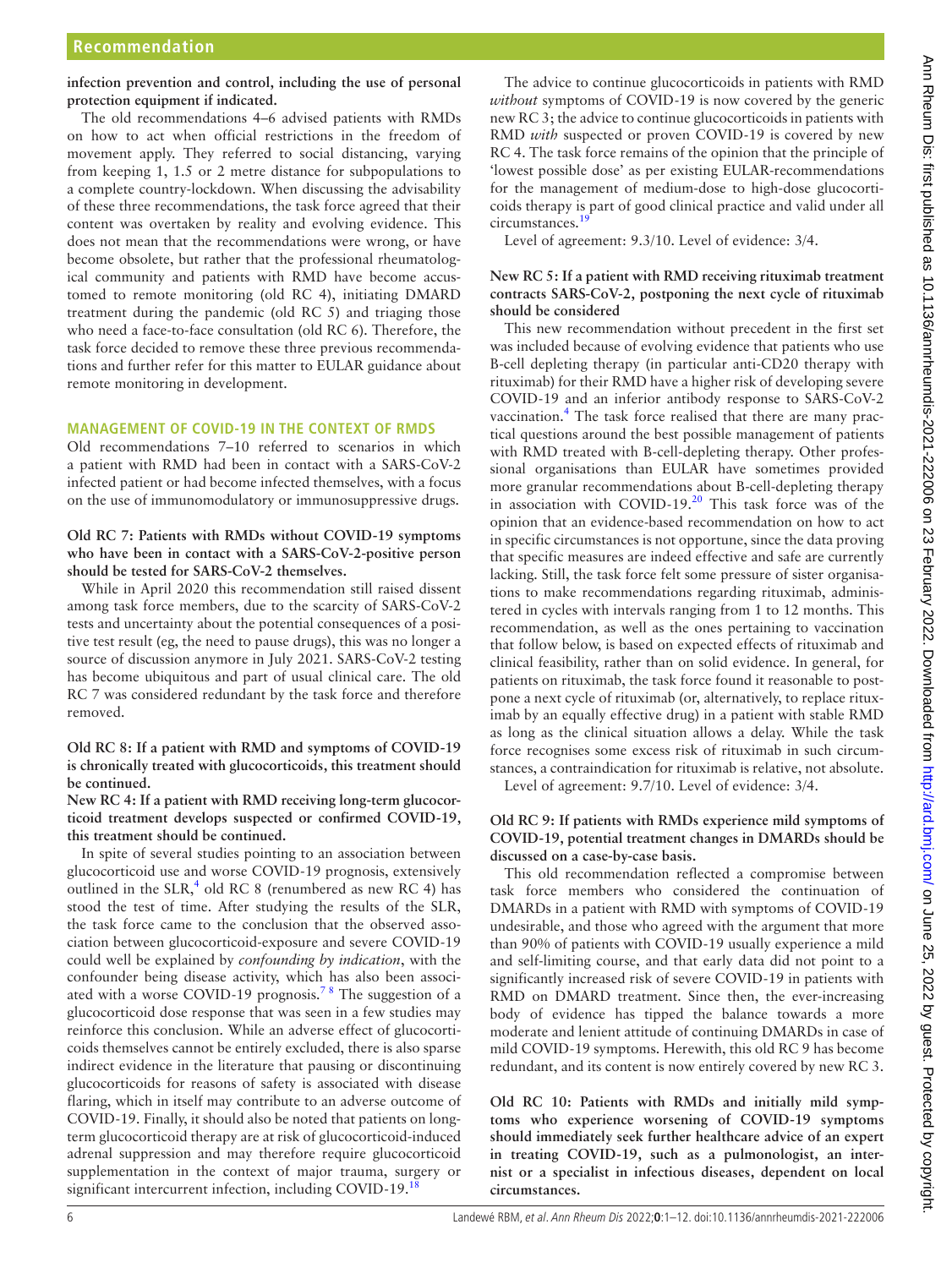**infection prevention and control, including the use of personal protection equipment if indicated.**

The old recommendations 4–6 advised patients with RMDs on how to act when official restrictions in the freedom of movement apply. They referred to social distancing, varying from keeping 1, 1.5 or 2 metre distance for subpopulations to a complete country-lockdown. When discussing the advisability of these three recommendations, the task force agreed that their content was overtaken by reality and evolving evidence. This does not mean that the recommendations were wrong, or have become obsolete, but rather that the professional rheumatological community and patients with RMD have become accustomed to remote monitoring (old RC 4), initiating DMARD treatment during the pandemic (old RC 5) and triaging those who need a face-to-face consultation (old RC 6). Therefore, the task force decided to remove these three previous recommendations and further refer for this matter to EULAR guidance about remote monitoring in development.

## MANAGEMENT OF COVID-19 IN THE CONTEXT OF RMDS

Old recommendations 7–10 referred to scenarios in which a patient with RMD had been in contact with a SARS-CoV-2 infected patient or had become infected themselves, with a focus on the use of immunomodulatory or immunosuppressive drugs.

**Old RC 7: Patients with RMDs without COVID-19 symptoms who have been in contact with a SARS-CoV-2-positive person should be tested for SARS-CoV-2 themselves.**

While in April 2020 this recommendation still raised dissent among task force members, due to the scarcity of SARS-CoV-2 tests and uncertainty about the potential consequences of a positive test result (eg, the need to pause drugs), this was no longer a source of discussion anymore in July 2021. SARS-CoV-2 testing has become ubiquitous and part of usual clinical care. The old RC 7 was considered redundant by the task force and therefore removed.

**Old RC 8: If a patient with RMD and symptoms of COVID-19 is chronically treated with glucocorticoids, this treatment should be continued.**

**New RC 4: If a patient with RMD receiving long-term glucocorticoid treatment develops suspected or confirmed COVID-19, this treatment should be continued.**

In spite of several studies pointing to an association between glucocorticoid use and worse COVID-19 prognosis, extensively outlined in the SLR,[4] old RC 8 (renumbered as new RC 4) has stood the test of time. After studying the results of the SLR, the task force came to the conclusion that the observed association between glucocorticoid-exposure and severe COVID-19 could well be explained by *confounding by indication*, with the confounder being disease activity, which has also been associated with a worse COVID-19 prognosis.[7,8] The suggestion of a glucocorticoid dose response that was seen in a few studies may reinforce this conclusion. While an adverse effect of glucocorticoids themselves cannot be entirely excluded, there is also sparse indirect evidence in the literature that pausing or discontinuing glucocorticoids for reasons of safety is associated with disease flaring, which in itself may contribute to an adverse outcome of COVID-19. Finally, it should also be noted that patients on long-term glucocorticoid therapy are at risk of glucocorticoid-induced adrenal suppression and may therefore require glucocorticoid supplementation in the context of major trauma, surgery or significant intercurrent infection, including COVID-19.[18]

The advice to continue glucocorticoids in patients with RMD *without* symptoms of COVID-19 is now covered by the generic new RC 3; the advice to continue glucocorticoids in patients with RMD *with* suspected or proven COVID-19 is covered by new RC 4. The task force remains of the opinion that the principle of 'lowest possible dose' as per existing EULAR-recommendations for the management of medium-dose to high-dose glucocorticoids therapy is part of good clinical practice and valid under all circumstances.[19]

Level of agreement: 9.3/10. Level of evidence: 3/4.

**New RC 5: If a patient with RMD receiving rituximab treatment contracts SARS-CoV-2, postponing the next cycle of rituximab should be considered**

This new recommendation without precedent in the first set was included because of evolving evidence that patients who use B-cell depleting therapy (in particular anti-CD20 therapy with rituximab) for their RMD have a higher risk of developing severe COVID-19 and an inferior antibody response to SARS-CoV-2 vaccination.[4] The task force realised that there are many practical questions around the best possible management of patients with RMD treated with B-cell-depleting therapy. Other professional organisations than EULAR have sometimes provided more granular recommendations about B-cell-depleting therapy in association with COVID-19.[20] This task force was of the opinion that an evidence-based recommendation on how to act in specific circumstances is not opportune, since the data proving that specific measures are indeed effective and safe are currently lacking. Still, the task force felt some pressure of sister organisations to make recommendations regarding rituximab, administered in cycles with intervals ranging from 1 to 12 months. This recommendation, as well as the ones pertaining to vaccination that follow below, is based on expected effects of rituximab and clinical feasibility, rather than on solid evidence. In general, for patients on rituximab, the task force found it reasonable to postpone a next cycle of rituximab (or, alternatively, to replace rituximab by an equally effective drug) in a patient with stable RMD as long as the clinical situation allows a delay. While the task force recognises some excess risk of rituximab in such circumstances, a contraindication for rituximab is relative, not absolute.

Level of agreement: 9.7/10. Level of evidence: 3/4.

**Old RC 9: If patients with RMDs experience mild symptoms of COVID-19, potential treatment changes in DMARDs should be discussed on a case-by-case basis.**

This old recommendation reflected a compromise between task force members who considered the continuation of DMARDs in a patient with RMD with symptoms of COVID-19 undesirable, and those who agreed with the argument that more than 90% of patients with COVID-19 usually experience a mild and self-limiting course, and that early data did not point to a significantly increased risk of severe COVID-19 in patients with RMD on DMARD treatment. Since then, the ever-increasing body of evidence has tipped the balance towards a more moderate and lenient attitude of continuing DMARDs in case of mild COVID-19 symptoms. Herewith, this old RC 9 has become redundant, and its content is now entirely covered by new RC 3.

**Old RC 10: Patients with RMDs and initially mild symptoms who experience worsening of COVID-19 symptoms should immediately seek further healthcare advice of an expert in treating COVID-19, such as a pulmonologist, an internist or a specialist in infectious diseases, dependent on local circumstances.**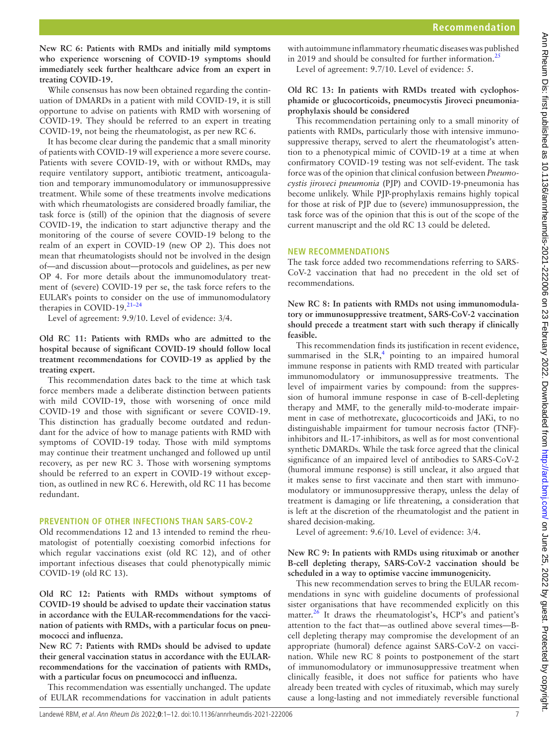**New RC 6: Patients with RMDs and initially mild symptoms who experience worsening of COVID-19 symptoms should immediately seek further healthcare advice from an expert in treating COVID-19.**

While consensus has now been obtained regarding the continuation of DMARDs in a patient with mild COVID-19, it is still opportune to advise on patients with RMD with worsening of COVID-19. They should be referred to an expert in treating COVID-19, not being the rheumatologist, as per new RC 6.

It has become clear during the pandemic that a small minority of patients with COVID-19 will experience a more severe course. Patients with severe COVID-19, with or without RMDs, may require ventilatory support, antibiotic treatment, anticoagulation and temporary immunomodulatory or immunosuppressive treatment. While some of these treatments involve medications with which rheumatologists are considered broadly familiar, the task force is (still) of the opinion that the diagnosis of severe COVID-19, the indication to start adjunctive therapy and the monitoring of the course of severe COVID-19 belong to the realm of an expert in COVID-19 (new OP 2). This does not mean that rheumatologists should not be involved in the design of—and discussion about—protocols and guidelines, as per new OP 4. For more details about the immunomodulatory treatment of (severe) COVID-19 per se, the task force refers to the EULAR's points to consider on the use of immunomodulatory therapies in COVID-19.[21–24]

Level of agreement: 9.9/10. Level of evidence: 3/4.

**Old RC 11: Patients with RMDs who are admitted to the hospital because of significant COVID-19 should follow local treatment recommendations for COVID-19 as applied by the treating expert.**

This recommendation dates back to the time at which task force members made a deliberate distinction between patients with mild COVID-19, those with worsening of once mild COVID-19 and those with significant or severe COVID-19. This distinction has gradually become outdated and redundant for the advice of how to manage patients with RMD with symptoms of COVID-19 today. Those with mild symptoms may continue their treatment unchanged and followed up until recovery, as per new RC 3. Those with worsening symptoms should be referred to an expert in COVID-19 without exception, as outlined in new RC 6. Herewith, old RC 11 has become redundant.

## PREVENTION OF OTHER INFECTIONS THAN SARS-COV-2

Old recommendations 12 and 13 intended to remind the rheumatologist of potentially coexisting comorbid infections for which regular vaccinations exist (old RC 12), and of other important infectious diseases that could phenotypically mimic COVID-19 (old RC 13).

**Old RC 12: Patients with RMDs without symptoms of COVID-19 should be advised to update their vaccination status in accordance with the EULAR-recommendations for the vaccination of patients with RMDs, with a particular focus on pneumococci and influenza.**

**New RC 7: Patients with RMDs should be advised to update their general vaccination status in accordance with the EULAR-recommendations for the vaccination of patients with RMDs, with a particular focus on pneumococci and influenza.**

This recommendation was essentially unchanged. The update of EULAR recommendations for vaccination in adult patients with autoimmune inflammatory rheumatic diseases was published in 2019 and should be consulted for further information.[25]

Level of agreement: 9.7/10. Level of evidence: 5.

**Old RC 13: In patients with RMDs treated with cyclophosphamide or glucocorticoids, pneumocystis Jiroveci pneumonia-prophylaxis should be considered**

This recommendation pertaining only to a small minority of patients with RMDs, particularly those with intensive immunosuppressive therapy, served to alert the rheumatologist's attention to a phenotypical mimic of COVID-19 at a time at when confirmatory COVID-19 testing was not self-evident. The task force was of the opinion that clinical confusion between *Pneumocystis jiroveci pneumonia* (PJP) and COVID-19-pneumonia has become unlikely. While PJP-prophylaxis remains highly topical for those at risk of PJP due to (severe) immunosuppression, the task force was of the opinion that this is out of the scope of the current manuscript and the old RC 13 could be deleted.

## NEW RECOMMENDATIONS

The task force added two recommendations referring to SARS-CoV-2 vaccination that had no precedent in the old set of recommendations.

**New RC 8: In patients with RMDs not using immunomodulatory or immunosuppressive treatment, SARS-CoV-2 vaccination should precede a treatment start with such therapy if clinically feasible.**

This recommendation finds its justification in recent evidence, summarised in the SLR,[4] pointing to an impaired humoral immune response in patients with RMD treated with particular immunomodulatory or immunosuppressive treatments. The level of impairment varies by compound: from the suppression of humoral immune response in case of B-cell-depleting therapy and MMF, to the generally mild-to-moderate impairment in case of methotrexate, glucocorticoids and JAKi, to no distinguishable impairment for tumour necrosis factor (TNF)-inhibitors and IL-17-inhibitors, as well as for most conventional synthetic DMARDs. While the task force agreed that the clinical significance of an impaired level of antibodies to SARS-CoV-2 (humoral immune response) is still unclear, it also argued that it makes sense to first vaccinate and then start with immunomodulatory or immunosuppressive therapy, unless the delay of treatment is damaging or life threatening, a consideration that is left at the discretion of the rheumatologist and the patient in shared decision-making.

Level of agreement: 9.6/10. Level of evidence: 3/4.

**New RC 9: In patients with RMDs using rituximab or another B-cell depleting therapy, SARS-CoV-2 vaccination should be scheduled in a way to optimise vaccine immunogenicity.**

This new recommendation serves to bring the EULAR recommendations in sync with guideline documents of professional sister organisations that have recommended explicitly on this matter.[26] It draws the rheumatologist's, HCP's and patient's attention to the fact that—as outlined above several times—B-cell depleting therapy may compromise the development of an appropriate (humoral) defence against SARS-CoV-2 on vaccination. While new RC 8 points to postponement of the start of immunomodulatory or immunosuppressive treatment when clinically feasible, it does not suffice for patients who have already been treated with cycles of rituximab, which may surely cause a long-lasting and not immediately reversible functional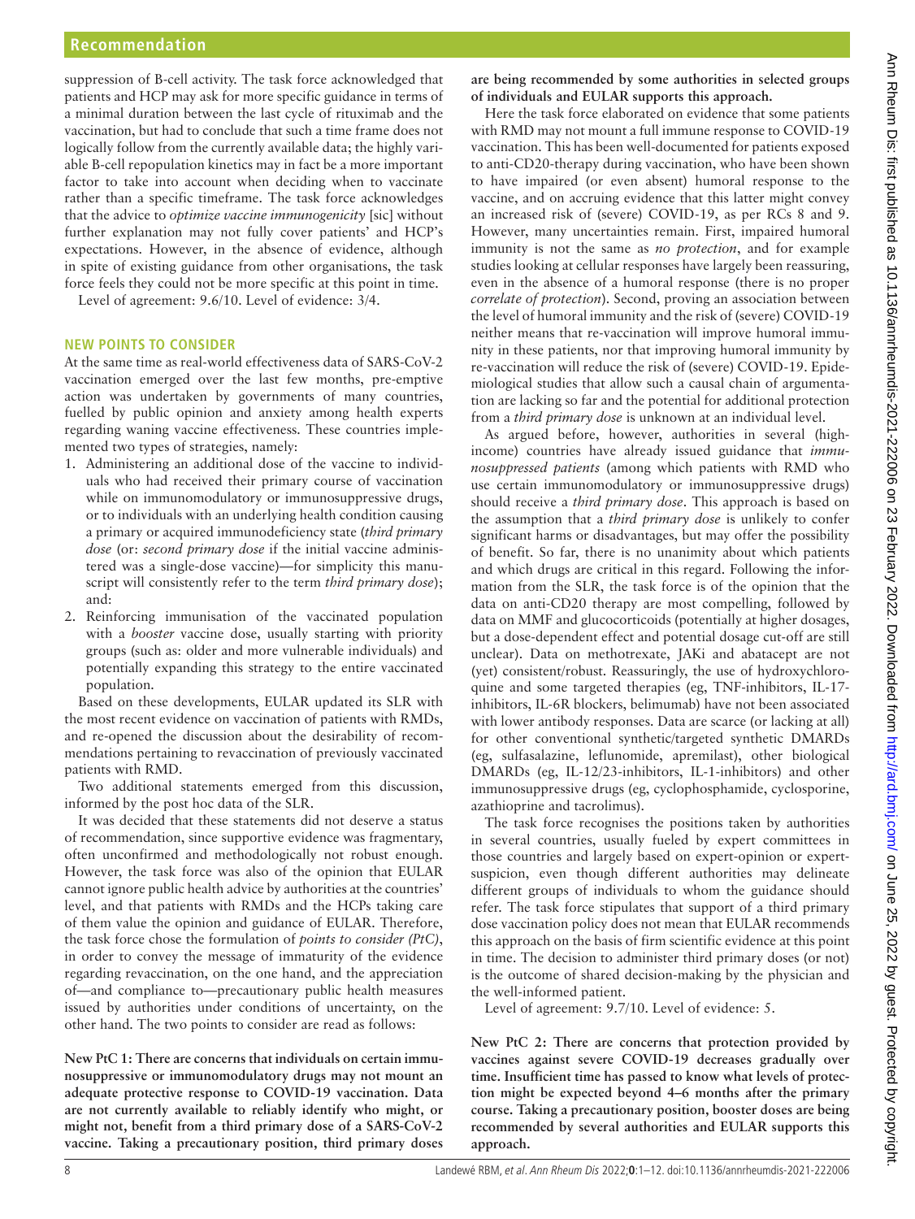suppression of B-cell activity. The task force acknowledged that patients and HCP may ask for more specific guidance in terms of a minimal duration between the last cycle of rituximab and the vaccination, but had to conclude that such a time frame does not logically follow from the currently available data; the highly variable B-cell repopulation kinetics may in fact be a more important factor to take into account when deciding when to vaccinate rather than a specific timeframe. The task force acknowledges that the advice to *optimize vaccine immunogenicity* [sic] without further explanation may not fully cover patients' and HCP's expectations. However, in the absence of evidence, although in spite of existing guidance from other organisations, the task force feels they could not be more specific at this point in time.

Level of agreement: 9.6/10. Level of evidence: 3/4.

## NEW POINTS TO CONSIDER

At the same time as real-world effectiveness data of SARS-CoV-2 vaccination emerged over the last few months, pre-emptive action was undertaken by governments of many countries, fuelled by public opinion and anxiety among health experts regarding waning vaccine effectiveness. These countries implemented two types of strategies, namely:

1. Administering an additional dose of the vaccine to individuals who had received their primary course of vaccination while on immunomodulatory or immunosuppressive drugs, or to individuals with an underlying health condition causing a primary or acquired immunodeficiency state (*third primary dose* (or: *second primary dose* if the initial vaccine administered was a single-dose vaccine)—for simplicity this manuscript will consistently refer to the term *third primary dose*); and:
2. Reinforcing immunisation of the vaccinated population with a *booster* vaccine dose, usually starting with priority groups (such as: older and more vulnerable individuals) and potentially expanding this strategy to the entire vaccinated population.

Based on these developments, EULAR updated its SLR with the most recent evidence on vaccination of patients with RMDs, and re-opened the discussion about the desirability of recommendations pertaining to revaccination of previously vaccinated patients with RMD.

Two additional statements emerged from this discussion, informed by the post hoc data of the SLR.

It was decided that these statements did not deserve a status of recommendation, since supportive evidence was fragmentary, often unconfirmed and methodologically not robust enough. However, the task force was also of the opinion that EULAR cannot ignore public health advice by authorities at the countries' level, and that patients with RMDs and the HCPs taking care of them value the opinion and guidance of EULAR. Therefore, the task force chose the formulation of *points to consider (PtC)*, in order to convey the message of immaturity of the evidence regarding revaccination, on the one hand, and the appreciation of—and compliance to—precautionary public health measures issued by authorities under conditions of uncertainty, on the other hand. The two points to consider are read as follows:

**New PtC 1: There are concerns that individuals on certain immunosuppressive or immunomodulatory drugs may not mount an adequate protective response to COVID-19 vaccination. Data are not currently available to reliably identify who might, or might not, benefit from a third primary dose of a SARS-CoV-2 vaccine. Taking a precautionary position, third primary doses are being recommended by some authorities in selected groups of individuals and EULAR supports this approach.**

Here the task force elaborated on evidence that some patients with RMD may not mount a full immune response to COVID-19 vaccination. This has been well-documented for patients exposed to anti-CD20-therapy during vaccination, who have been shown to have impaired (or even absent) humoral response to the vaccine, and on accruing evidence that this latter might convey an increased risk of (severe) COVID-19, as per RCs 8 and 9. However, many uncertainties remain. First, impaired humoral immunity is not the same as *no protection*, and for example studies looking at cellular responses have largely been reassuring, even in the absence of a humoral response (there is no proper *correlate of protection*). Second, proving an association between the level of humoral immunity and the risk of (severe) COVID-19 neither means that re-vaccination will improve humoral immunity in these patients, nor that improving humoral immunity by re-vaccination will reduce the risk of (severe) COVID-19. Epidemiological studies that allow such a causal chain of argumentation are lacking so far and the potential for additional protection from a *third primary dose* is unknown at an individual level.

As argued before, however, authorities in several (high-income) countries have already issued guidance that *immunosuppressed patients* (among which patients with RMD who use certain immunomodulatory or immunosuppressive drugs) should receive a *third primary dose*. This approach is based on the assumption that a *third primary dose* is unlikely to confer significant harms or disadvantages, but may offer the possibility of benefit. So far, there is no unanimity about which patients and which drugs are critical in this regard. Following the information from the SLR, the task force is of the opinion that the data on anti-CD20 therapy are most compelling, followed by data on MMF and glucocorticoids (potentially at higher dosages, but a dose-dependent effect and potential dosage cut-off are still unclear). Data on methotrexate, JAKi and abatacept are not (yet) consistent/robust. Reassuringly, the use of hydroxychloroquine and some targeted therapies (eg, TNF-inhibitors, IL-17-inhibitors, IL-6R blockers, belimumab) have not been associated with lower antibody responses. Data are scarce (or lacking at all) for other conventional synthetic/targeted synthetic DMARDs (eg, sulfasalazine, leflunomide, apremilast), other biological DMARDs (eg, IL-12/23-inhibitors, IL-1-inhibitors) and other immunosuppressive drugs (eg, cyclophosphamide, cyclosporine, azathioprine and tacrolimus).

The task force recognises the positions taken by authorities in several countries, usually fueled by expert committees in those countries and largely based on expert-opinion or expert-suspicion, even though different authorities may delineate different groups of individuals to whom the guidance should refer. The task force stipulates that support of a third primary dose vaccination policy does not mean that EULAR recommends this approach on the basis of firm scientific evidence at this point in time. The decision to administer third primary doses (or not) is the outcome of shared decision-making by the physician and the well-informed patient.

Level of agreement: 9.7/10. Level of evidence: 5.

**New PtC 2: There are concerns that protection provided by vaccines against severe COVID-19 decreases gradually over time. Insufficient time has passed to know what levels of protection might be expected beyond 4–6 months after the primary course. Taking a precautionary position, booster doses are being recommended by several authorities and EULAR supports this approach.**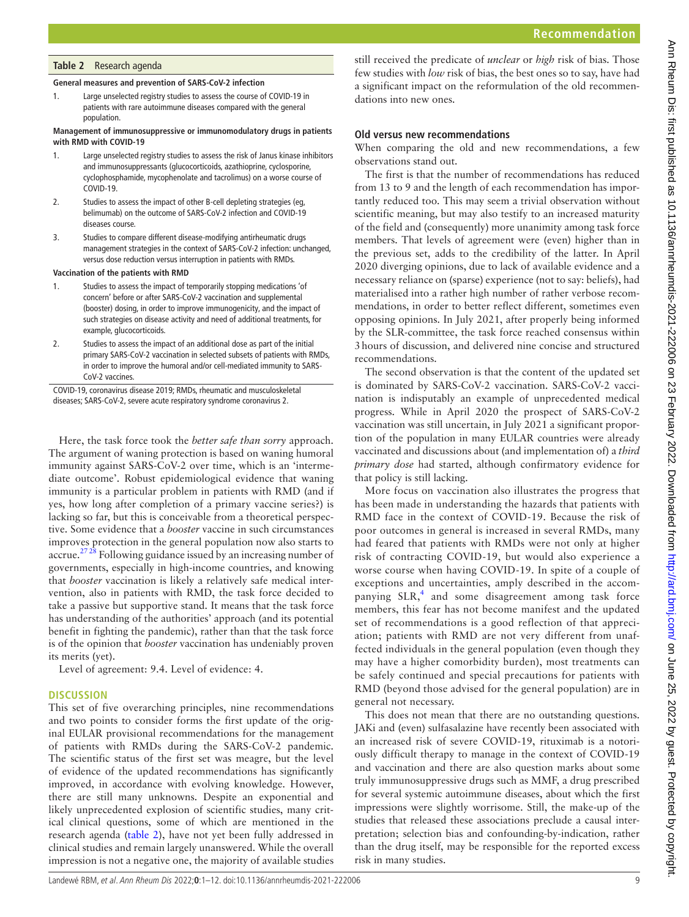**Table 2** Research agenda

**General measures and prevention of SARS-CoV-2 infection**

1. Large unselected registry studies to assess the course of COVID-19 in patients with rare autoimmune diseases compared with the general population.

**Management of immunosuppressive or immunomodulatory drugs in patients with RMD with COVID-19**

1. Large unselected registry studies to assess the risk of Janus kinase inhibitors and immunosuppressants (glucocorticoids, azathioprine, cyclosporine, cyclophosphamide, mycophenolate and tacrolimus) on a worse course of COVID-19.
2. Studies to assess the impact of other B-cell depleting strategies (eg, belimumab) on the outcome of SARS-CoV-2 infection and COVID-19 diseases course.
3. Studies to compare different disease-modifying antirheumatic drugs management strategies in the context of SARS-CoV-2 infection: unchanged, versus dose reduction versus interruption in patients with RMDs.

**Vaccination of the patients with RMD**

1. Studies to assess the impact of temporarily stopping medications 'of concern' before or after SARS-CoV-2 vaccination and supplemental (booster) dosing, in order to improve immunogenicity, and the impact of such strategies on disease activity and need of additional treatments, for example, glucocorticoids.
2. Studies to assess the impact of an additional dose as part of the initial primary SARS-CoV-2 vaccination in selected subsets of patients with RMDs, in order to improve the humoral and/or cell-mediated immunity to SARS-CoV-2 vaccines.

COVID-19, coronavirus disease 2019; RMDs, rheumatic and musculoskeletal diseases; SARS-CoV-2, severe acute respiratory syndrome coronavirus 2.

Here, the task force took the *better safe than sorry* approach. The argument of waning protection is based on waning humoral immunity against SARS-CoV-2 over time, which is an 'intermediate outcome'. Robust epidemiological evidence that waning immunity is a particular problem in patients with RMD (and if yes, how long after completion of a primary vaccine series?) is lacking so far, but this is conceivable from a theoretical perspective. Some evidence that a *booster* vaccine in such circumstances improves protection in the general population now also starts to accrue.[27 28] Following guidance issued by an increasing number of governments, especially in high-income countries, and knowing that *booster* vaccination is likely a relatively safe medical intervention, also in patients with RMD, the task force decided to take a passive but supportive stand. It means that the task force has understanding of the authorities' approach (and its potential benefit in fighting the pandemic), rather than that the task force is of the opinion that *booster* vaccination has undeniably proven its merits (yet).

Level of agreement: 9.4. Level of evidence: 4.

## DISCUSSION

This set of five overarching principles, nine recommendations and two points to consider forms the first update of the original EULAR provisional recommendations for the management of patients with RMDs during the SARS-CoV-2 pandemic. The scientific status of the first set was meagre, but the level of evidence of the updated recommendations has significantly improved, in accordance with evolving knowledge. However, there are still many unknowns. Despite an exponential and likely unprecedented explosion of scientific studies, many critical clinical questions, some of which are mentioned in the research agenda (table 2), have not yet been fully addressed in clinical studies and remain largely unanswered. While the overall impression is not a negative one, the majority of available studies still received the predicate of *unclear* or *high* risk of bias. Those few studies with *low* risk of bias, the best ones so to say, have had a significant impact on the reformulation of the old recommendations into new ones.

### Old versus new recommendations

When comparing the old and new recommendations, a few observations stand out.

The first is that the number of recommendations has reduced from 13 to 9 and the length of each recommendation has importantly reduced too. This may seem a trivial observation without scientific meaning, but may also testify to an increased maturity of the field and (consequently) more unanimity among task force members. That levels of agreement were (even) higher than in the previous set, adds to the credibility of the latter. In April 2020 diverging opinions, due to lack of available evidence and a necessary reliance on (sparse) experience (not to say: beliefs), had materialised into a rather high number of rather verbose recommendations, in order to better reflect different, sometimes even opposing opinions. In July 2021, after properly being informed by the SLR-committee, the task force reached consensus within 3 hours of discussion, and delivered nine concise and structured recommendations.

The second observation is that the content of the updated set is dominated by SARS-CoV-2 vaccination. SARS-CoV-2 vaccination is indisputably an example of unprecedented medical progress. While in April 2020 the prospect of SARS-CoV-2 vaccination was still uncertain, in July 2021 a significant proportion of the population in many EULAR countries were already vaccinated and discussions about (and implementation of) a *third primary dose* had started, although confirmatory evidence for that policy is still lacking.

More focus on vaccination also illustrates the progress that has been made in understanding the hazards that patients with RMD face in the context of COVID-19. Because the risk of poor outcomes in general is increased in several RMDs, many had feared that patients with RMDs were not only at higher risk of contracting COVID-19, but would also experience a worse course when having COVID-19. In spite of a couple of exceptions and uncertainties, amply described in the accompanying SLR,[4] and some disagreement among task force members, this fear has not become manifest and the updated set of recommendations is a good reflection of that appreciation; patients with RMD are not very different from unaffected individuals in the general population (even though they may have a higher comorbidity burden), most treatments can be safely continued and special precautions for patients with RMD (beyond those advised for the general population) are in general not necessary.

This does not mean that there are no outstanding questions. JAKi and (even) sulfasalazine have recently been associated with an increased risk of severe COVID-19, rituximab is a notoriously difficult therapy to manage in the context of COVID-19 and vaccination and there are also question marks about some truly immunosuppressive drugs such as MMF, a drug prescribed for several systemic autoimmune diseases, about which the first impressions were slightly worrisome. Still, the make-up of the studies that released these associations preclude a causal interpretation; selection bias and confounding-by-indication, rather than the drug itself, may be responsible for the reported excess risk in many studies.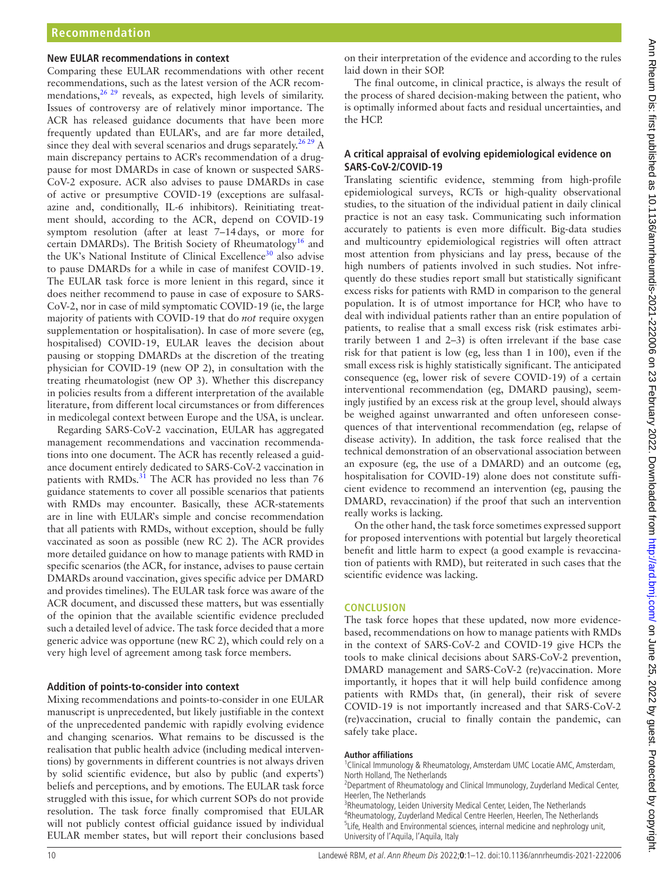### New EULAR recommendations in context

Comparing these EULAR recommendations with other recent recommendations, such as the latest version of the ACR recommendations,[26 29] reveals, as expected, high levels of similarity. Issues of controversy are of relatively minor importance. The ACR has released guidance documents that have been more frequently updated than EULAR's, and are far more detailed, since they deal with several scenarios and drugs separately.[26 29] A main discrepancy pertains to ACR's recommendation of a drug-pause for most DMARDs in case of known or suspected SARS-CoV-2 exposure. ACR also advises to pause DMARDs in case of active or presumptive COVID-19 (exceptions are sulfasalazine and, conditionally, IL-6 inhibitors). Reinitiating treatment should, according to the ACR, depend on COVID-19 symptom resolution (after at least 7–14 days, or more for certain DMARDs). The British Society of Rheumatology[16] and the UK's National Institute of Clinical Excellence[30] also advise to pause DMARDs for a while in case of manifest COVID-19. The EULAR task force is more lenient in this regard, since it does neither recommend to pause in case of exposure to SARS-CoV-2, nor in case of mild symptomatic COVID-19 (ie, the large majority of patients with COVID-19 that do *not* require oxygen supplementation or hospitalisation). In case of more severe (eg, hospitalised) COVID-19, EULAR leaves the decision about pausing or stopping DMARDs at the discretion of the treating physician for COVID-19 (new OP 2), in consultation with the treating rheumatologist (new OP 3). Whether this discrepancy in policies results from a different interpretation of the available literature, from different local circumstances or from differences in medicolegal context between Europe and the USA, is unclear.

Regarding SARS-CoV-2 vaccination, EULAR has aggregated management recommendations and vaccination recommendations into one document. The ACR has recently released a guidance document entirely dedicated to SARS-CoV-2 vaccination in patients with RMDs.[31] The ACR has provided no less than 76 guidance statements to cover all possible scenarios that patients with RMDs may encounter. Basically, these ACR-statements are in line with EULAR's simple and concise recommendation that all patients with RMDs, without exception, should be fully vaccinated as soon as possible (new RC 2). The ACR provides more detailed guidance on how to manage patients with RMD in specific scenarios (the ACR, for instance, advises to pause certain DMARDs around vaccination, gives specific advice per DMARD and provides timelines). The EULAR task force was aware of the ACR document, and discussed these matters, but was essentially of the opinion that the available scientific evidence precluded such a detailed level of advice. The task force decided that a more generic advice was opportune (new RC 2), which could rely on a very high level of agreement among task force members.

### Addition of points-to-consider into context

Mixing recommendations and points-to-consider in one EULAR manuscript is unprecedented, but likely justifiable in the context of the unprecedented pandemic with rapidly evolving evidence and changing scenarios. What remains to be discussed is the realisation that public health advice (including medical interventions) by governments in different countries is not always driven by solid scientific evidence, but also by public (and experts') beliefs and perceptions, and by emotions. The EULAR task force struggled with this issue, for which current SOPs do not provide resolution. The task force finally compromised that EULAR will not publicly contest official guidance issued by individual EULAR member states, but will report their conclusions based on their interpretation of the evidence and according to the rules laid down in their SOP.

The final outcome, in clinical practice, is always the result of the process of shared decision-making between the patient, who is optimally informed about facts and residual uncertainties, and the HCP.

### A critical appraisal of evolving epidemiological evidence on SARS-CoV-2/COVID-19

Translating scientific evidence, stemming from high-profile epidemiological surveys, RCTs or high-quality observational studies, to the situation of the individual patient in daily clinical practice is not an easy task. Communicating such information accurately to patients is even more difficult. Big-data studies and multicountry epidemiological registries will often attract most attention from physicians and lay press, because of the high numbers of patients involved in such studies. Not infrequently do these studies report small but statistically significant excess risks for patients with RMD in comparison to the general population. It is of utmost importance for HCP, who have to deal with individual patients rather than an entire population of patients, to realise that a small excess risk (risk estimates arbitrarily between 1 and 2–3) is often irrelevant if the base case risk for that patient is low (eg, less than 1 in 100), even if the small excess risk is highly statistically significant. The anticipated consequence (eg, lower risk of severe COVID-19) of a certain interventional recommendation (eg, DMARD pausing), seemingly justified by an excess risk at the group level, should always be weighed against unwarranted and often unforeseen consequences of that interventional recommendation (eg, relapse of disease activity). In addition, the task force realised that the technical demonstration of an observational association between an exposure (eg, the use of a DMARD) and an outcome (eg, hospitalisation for COVID-19) alone does not constitute sufficient evidence to recommend an intervention (eg, pausing the DMARD, revaccination) if the proof that such an intervention really works is lacking.

On the other hand, the task force sometimes expressed support for proposed interventions with potential but largely theoretical benefit and little harm to expect (a good example is revaccination of patients with RMD), but reiterated in such cases that the scientific evidence was lacking.

## CONCLUSION

The task force hopes that these updated, now more evidence-based, recommendations on how to manage patients with RMDs in the context of SARS-CoV-2 and COVID-19 give HCPs the tools to make clinical decisions about SARS-CoV-2 prevention, DMARD management and SARS-CoV-2 (re)vaccination. More importantly, it hopes that it will help build confidence among patients with RMDs that, (in general), their risk of severe COVID-19 is not importantly increased and that SARS-CoV-2 (re)vaccination, crucial to finally contain the pandemic, can safely take place.

**Author affiliations**

[1]Clinical Immunology & Rheumatology, Amsterdam UMC Locatie AMC, Amsterdam, North Holland, The Netherlands
[2]Department of Rheumatology and Clinical Immunology, Zuyderland Medical Center, Heerlen, The Netherlands
[3]Rheumatology, Leiden University Medical Center, Leiden, The Netherlands
[4]Rheumatology, Zuyderland Medical Centre Heerlen, Heerlen, The Netherlands
[5]Life, Health and Environmental sciences, internal medicine and nephrology unit, University of l'Aquila, l'Aquila, Italy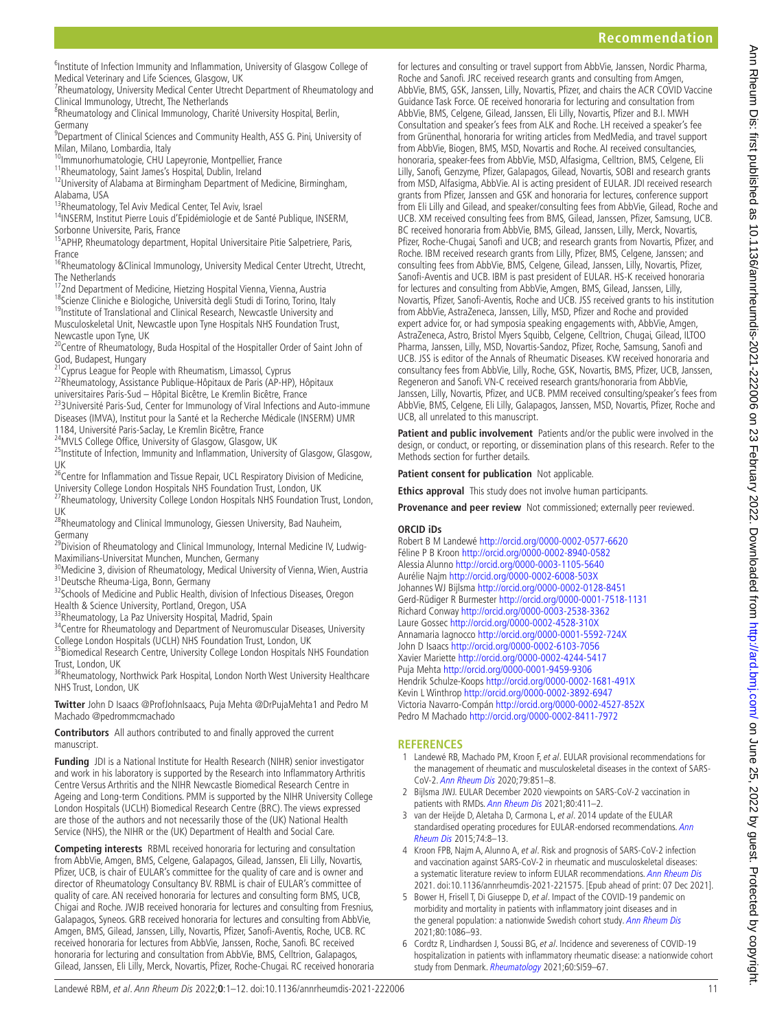[6]Institute of Infection Immunity and Inflammation, University of Glasgow College of Medical Veterinary and Life Sciences, Glasgow, UK
[7]Rheumatology, University Medical Center Utrecht Department of Rheumatology and Clinical Immunology, Utrecht, The Netherlands
[8]Rheumatology and Clinical Immunology, Charité University Hospital, Berlin, Germany
[9]Department of Clinical Sciences and Community Health, ASS G. Pini, University of Milan, Milano, Lombardia, Italy
[10]Immunorhumatologie, CHU Lapeyronie, Montpellier, France
[11]Rheumatology, Saint James's Hospital, Dublin, Ireland
[12]University of Alabama at Birmingham Department of Medicine, Birmingham, Alabama, USA
[13]Rheumatology, Tel Aviv Medical Center, Tel Aviv, Israel
[14]INSERM, Institut Pierre Louis d'Epidémiologie et de Santé Publique, INSERM, Sorbonne Universite, Paris, France
[15]APHP, Rheumatology department, Hopital Universitaire Pitie Salpetriere, Paris, France
[16]Rheumatology &Clinical Immunology, University Medical Center Utrecht, Utrecht, The Netherlands
[17]2nd Department of Medicine, Hietzing Hospital Vienna, Vienna, Austria
[18]Scienze Cliniche e Biologiche, Università degli Studi di Torino, Torino, Italy
[19]Institute of Translational and Clinical Research, Newcastle University and Musculoskeletal Unit, Newcastle upon Tyne Hospitals NHS Foundation Trust, Newcastle upon Tyne, UK
[20]Centre of Rheumatology, Buda Hospital of the Hospitaller Order of Saint John of God, Budapest, Hungary
[21]Cyprus League for People with Rheumatism, Limassol, Cyprus
[22]Rheumatology, Assistance Publique-Hôpitaux de Paris (AP-HP), Hôpitaux universitaires Paris-Sud – Hôpital Bicêtre, Le Kremlin Bicêtre, France
[23]3Université Paris-Sud, Center for Immunology of Viral Infections and Auto-immune Diseases (IMVA), Institut pour la Santé et la Recherche Médicale (INSERM) UMR 1184, Université Paris-Saclay, Le Kremlin Bicêtre, France
[24]MVLS College Office, University of Glasgow, Glasgow, UK
[25]Institute of Infection, Immunity and Inflammation, University of Glasgow, Glasgow, UK
[26]Centre for Inflammation and Tissue Repair, UCL Respiratory Division of Medicine, University College London Hospitals NHS Foundation Trust, London, UK
[27]Rheumatology, University College London Hospitals NHS Foundation Trust, London, UK
[28]Rheumatology and Clinical Immunology, Giessen University, Bad Nauheim, Germany
[29]Division of Rheumatology and Clinical Immunology, Internal Medicine IV, Ludwig-Maximilians-Universitat Munchen, Munchen, Germany
[30]Medicine 3, division of Rheumatology, Medical University of Vienna, Wien, Austria
[31]Deutsche Rheuma-Liga, Bonn, Germany
[32]Schools of Medicine and Public Health, division of Infectious Diseases, Oregon Health & Science University, Portland, Oregon, USA
[33]Rheumatology, La Paz University Hospital, Madrid, Spain
[34]Centre for Rheumatology and Department of Neuromuscular Diseases, University College London Hospitals (UCLH) NHS Foundation Trust, London, UK
[35]Biomedical Research Centre, University College London Hospitals NHS Foundation Trust, London, UK
[36]Rheumatology, Northwick Park Hospital, London North West University Healthcare NHS Trust, London, UK

**Twitter** John D Isaacs @ProfJohnIsaacs, Puja Mehta @DrPujaMehta1 and Pedro M Machado @pedrommcmachado

**Contributors** All authors contributed to and finally approved the current manuscript.

**Funding** JDI is a National Institute for Health Research (NIHR) senior investigator and work in his laboratory is supported by the Research into Inflammatory Arthritis Centre Versus Arthritis and the NIHR Newcastle Biomedical Research Centre in Ageing and Long-term Conditions. PMM is supported by the NIHR University College London Hospitals (UCLH) Biomedical Research Centre (BRC). The views expressed are those of the authors and not necessarily those of the (UK) National Health Service (NHS), the NIHR or the (UK) Department of Health and Social Care.

**Competing interests** RBML received honoraria for lecturing and consultation from AbbVie, Amgen, BMS, Celgene, Galapagos, Gilead, Janssen, Eli Lilly, Novartis, Pfizer, UCB, is chair of EULAR's committee for the quality of care and is owner and director of Rheumatology Consultancy BV. RBML is chair of EULAR's committee of quality of care. AN received honoraria for lectures and consulting form BMS, UCB, Chigai and Roche. JWJB received honoraria for lectures and consulting from Fresnius, Galapagos, Syneos. GRB received honoraria for lectures and consulting from AbbVie, Amgen, BMS, Gilead, Janssen, Lilly, Novartis, Pfizer, Sanofi-Aventis, Roche, UCB. RC received honoraria for lectures from AbbVie, Janssen, Roche, Sanofi. BC received honoraria for lecturing and consultation from AbbVie, BMS, Celltrion, Galapagos, Gilead, Janssen, Eli Lilly, Merck, Novartis, Pfizer, Roche-Chugai. RC received honoraria for lectures and consulting or travel support from AbbVie, Janssen, Nordic Pharma, Roche and Sanofi. JRC received research grants and consulting from Amgen, AbbVie, BMS, GSK, Janssen, Lilly, Novartis, Pfizer, and chairs the ACR COVID Vaccine Guidance Task Force. OE received honoraria for lecturing and consultation from AbbVie, BMS, Celgene, Gilead, Janssen, Eli Lilly, Novartis, Pfizer and B.I. MWH Consultation and speaker's fees from ALK and Roche. LH received a speaker's fee from Grünenthal, honoraria for writing articles from MedMedia, and travel support from AbbVie, Biogen, BMS, MSD, Novartis and Roche. AI received consultancies, honoraria, speaker-fees from AbbVie, MSD, Alfasigma, Celltrion, BMS, Celgene, Eli Lilly, Sanofi, Genzyme, Pfizer, Galapagos, Gilead, Novartis, SOBI and research grants from MSD, Alfasigma, AbbVie. AI is acting president of EULAR. JDI received research grants from Pfizer, Janssen and GSK and honoraria for lectures, conference support from Eli Lilly and Gilead, and speaker/consulting fees from AbbVie, Gilead, Roche and UCB. XM received consulting fees from BMS, Gilead, Janssen, Pfizer, Samsung, UCB. BC received honoraria from AbbVie, BMS, Gilead, Janssen, Lilly, Merck, Novartis, Pfizer, Roche-Chugai, Sanofi and UCB; and research grants from Novartis, Pfizer, and Roche. IBM received research grants from Lilly, Pfizer, BMS, Celgene, Janssen; and consulting fees from AbbVie, BMS, Celgene, Gilead, Janssen, Lilly, Novartis, Pfizer, Sanofi-Aventis and UCB. IBM is past president of EULAR. HS-K received honoraria for lectures and consulting from AbbVie, Amgen, BMS, Gilead, Janssen, Lilly, Novartis, Pfizer, Sanofi-Aventis, Roche and UCB. JSS received grants to his institution from AbbVie, AstraZeneca, Janssen, Lilly, MSD, Pfizer and Roche and provided expert advice for, or had symposia speaking engagements with, AbbVie, Amgen, AstraZeneca, Astro, Bristol Myers Squibb, Celgene, Celltrion, Chugai, Gilead, ILTOO Pharma, Janssen, Lilly, MSD, Novartis-Sandoz, Pfizer, Roche, Samsung, Sanofi and UCB. JSS is editor of the Annals of Rheumatic Diseases. KW received honoraria and consultancy fees from AbbVie, Lilly, Roche, GSK, Novartis, BMS, Pfizer, UCB, Janssen, Regeneron and Sanofi. VN-C received research grants/honoraria from AbbVie, Janssen, Lilly, Novartis, Pfizer, and UCB. PMM received consulting/speaker's fees from AbbVie, BMS, Celgene, Eli Lilly, Galapagos, Janssen, MSD, Novartis, Pfizer, Roche and UCB, all unrelated to this manuscript.

**Patient and public involvement** Patients and/or the public were involved in the design, or conduct, or reporting, or dissemination plans of this research. Refer to the Methods section for further details.

**Patient consent for publication** Not applicable.

**Ethics approval** This study does not involve human participants.

**Provenance and peer review** Not commissioned; externally peer reviewed.

**ORCID iDs**

Robert B M Landewé http://orcid.org/0000-0002-0577-6620
Féline P B Kroon http://orcid.org/0000-0002-8940-0582
Alessia Alunno http://orcid.org/0000-0003-1105-5640
Aurélie Najm http://orcid.org/0000-0002-6008-503X
Johannes WJ Bijlsma http://orcid.org/0000-0002-0128-8451
Gerd-Rüdiger R Burmester http://orcid.org/0000-0001-7518-1131
Richard Conway http://orcid.org/0000-0003-2538-3362
Laure Gossec http://orcid.org/0000-0002-4528-310X
Annamaria Iagnocco http://orcid.org/0000-0001-5592-724X
John D Isaacs http://orcid.org/0000-0002-6103-7056
Xavier Mariette http://orcid.org/0000-0002-4244-5417
Puja Mehta http://orcid.org/0000-0001-9459-9306
Hendrik Schulze-Koops http://orcid.org/0000-0002-1681-491X
Kevin L Winthrop http://orcid.org/0000-0002-3892-6947
Victoria Navarro-Compán http://orcid.org/0000-0002-4527-852X
Pedro M Machado http://orcid.org/0000-0002-8411-7972

## REFERENCES

1. Landewé RB, Machado PM, Kroon F, *et al*. EULAR provisional recommendations for the management of rheumatic and musculoskeletal diseases in the context of SARS-CoV-2. *Ann Rheum Dis* 2020;79:851–8.
2. Bijlsma JWJ. EULAR December 2020 viewpoints on SARS-CoV-2 vaccination in patients with RMDs. *Ann Rheum Dis* 2021;80:411–2.
3. van der Heijde D, Aletaha D, Carmona L, *et al*. 2014 update of the EULAR standardised operating procedures for EULAR-endorsed recommendations. *Ann Rheum Dis* 2015;74:8–13.
4. Kroon FPB, Najm A, Alunno A, *et al*. Risk and prognosis of SARS-CoV-2 infection and vaccination against SARS-CoV-2 in rheumatic and musculoskeletal diseases: a systematic literature review to inform EULAR recommendations. *Ann Rheum Dis* 2021. doi:10.1136/annrheumdis-2021-221575. [Epub ahead of print: 07 Dec 2021].
5. Bower H, Frisell T, Di Giuseppe D, *et al*. Impact of the COVID-19 pandemic on morbidity and mortality in patients with inflammatory joint diseases and in the general population: a nationwide Swedish cohort study. *Ann Rheum Dis* 2021;80:1086–93.
6. Cordtz R, Lindhardsen J, Soussi BG, *et al*. Incidence and severeness of COVID-19 hospitalization in patients with inflammatory rheumatic disease: a nationwide cohort study from Denmark. *Rheumatology* 2021;60:SI59–67.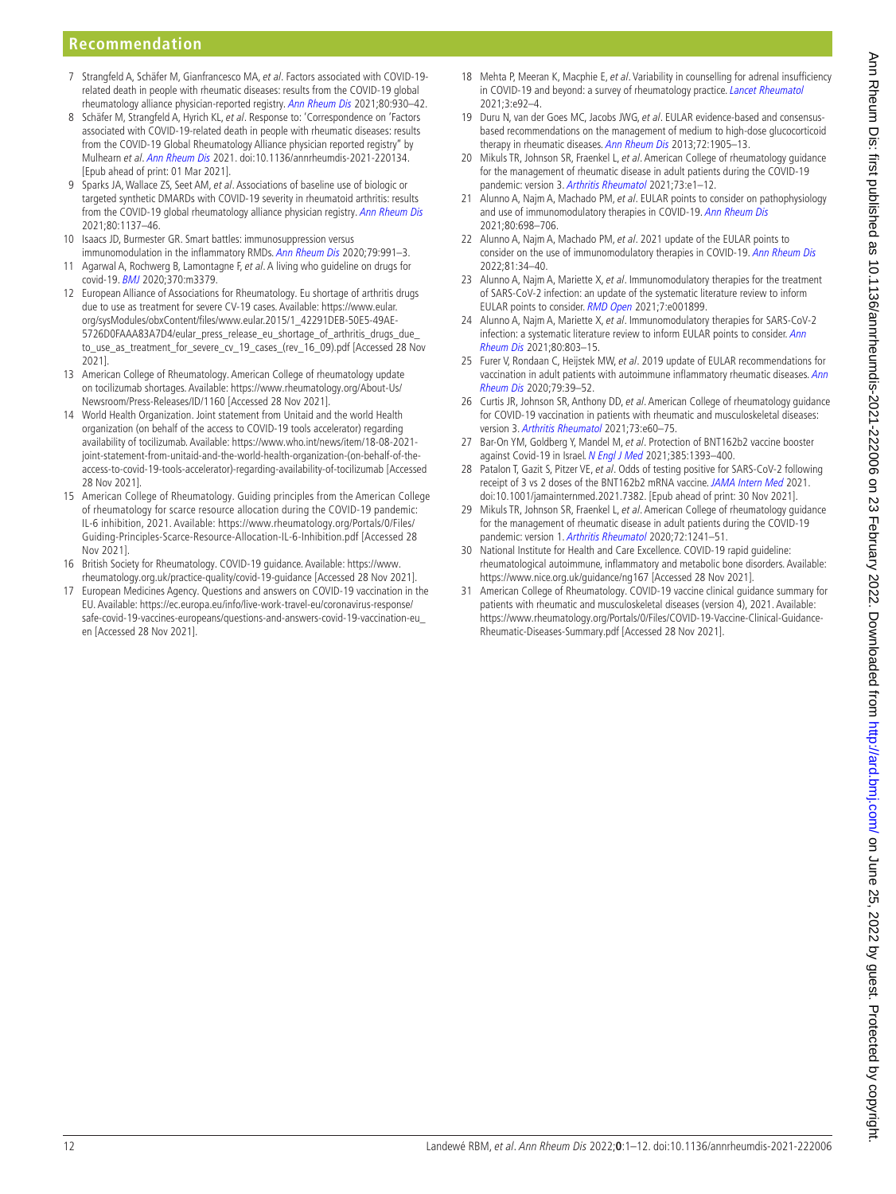7 Strangfeld A, Schäfer M, Gianfrancesco MA, *et al*. Factors associated with COVID-19-related death in people with rheumatic diseases: results from the COVID-19 global rheumatology alliance physician-reported registry. *Ann Rheum Dis* 2021;80:930–42.
8 Schäfer M, Strangfeld A, Hyrich KL, *et al*. Response to: 'Correspondence on 'Factors associated with COVID-19-related death in people with rheumatic diseases: results from the COVID-19 Global Rheumatology Alliance physician reported registry" by Mulhearn *et al*. *Ann Rheum Dis* 2021. doi:10.1136/annrheumdis-2021-220134. [Epub ahead of print: 01 Mar 2021].
9 Sparks JA, Wallace ZS, Seet AM, *et al*. Associations of baseline use of biologic or targeted synthetic DMARDs with COVID-19 severity in rheumatoid arthritis: results from the COVID-19 global rheumatology alliance physician registry. *Ann Rheum Dis* 2021;80:1137–46.
10 Isaacs JD, Burmester GR. Smart battles: immunosuppression versus immunomodulation in the inflammatory RMDs. *Ann Rheum Dis* 2020;79:991–3.
11 Agarwal A, Rochwerg B, Lamontagne F, *et al*. A living who guideline on drugs for covid-19. *BMJ* 2020;370:m3379.
12 European Alliance of Associations for Rheumatology. Eu shortage of arthritis drugs due to use as treatment for severe CV-19 cases. Available: https://www.eular.org/sysModules/obxContent/files/www.eular.2015/1_42291DEB-50E5-49AE-5726D0FAAA83A7D4/eular_press_release_eu_shortage_of_arthritis_drugs_due_to_use_as_treatment_for_severe_cv_19_cases_(rev_16_09).pdf [Accessed 28 Nov 2021].
13 American College of Rheumatology. American College of rheumatology update on tocilizumab shortages. Available: https://www.rheumatology.org/About-Us/Newsroom/Press-Releases/ID/1160 [Accessed 28 Nov 2021].
14 World Health Organization. Joint statement from Unitaid and the world Health organization (on behalf of the access to COVID-19 tools accelerator) regarding availability of tocilizumab. Available: https://www.who.int/news/item/18-08-2021-joint-statement-from-unitaid-and-the-world-health-organization-(on-behalf-of-the-access-to-covid-19-tools-accelerator)-regarding-availability-of-tocilizumab [Accessed 28 Nov 2021].
15 American College of Rheumatology. Guiding principles from the American College of rheumatology for scarce resource allocation during the COVID-19 pandemic: IL-6 inhibition, 2021. Available: https://www.rheumatology.org/Portals/0/Files/Guiding-Principles-Scarce-Resource-Allocation-IL-6-Inhibition.pdf [Accessed 28 Nov 2021].
16 British Society for Rheumatology. COVID-19 guidance. Available: https://www.rheumatology.org.uk/practice-quality/covid-19-guidance [Accessed 28 Nov 2021].
17 European Medicines Agency. Questions and answers on COVID-19 vaccination in the EU. Available: https://ec.europa.eu/info/live-work-travel-eu/coronavirus-response/safe-covid-19-vaccines-europeans/questions-and-answers-covid-19-vaccination-eu_en [Accessed 28 Nov 2021].
18 Mehta P, Meeran K, Macphie E, *et al*. Variability in counselling for adrenal insufficiency in COVID-19 and beyond: a survey of rheumatology practice. *Lancet Rheumatol* 2021;3:e92–4.
19 Duru N, van der Goes MC, Jacobs JWG, *et al*. EULAR evidence-based and consensus-based recommendations on the management of medium to high-dose glucocorticoid therapy in rheumatic diseases. *Ann Rheum Dis* 2013;72:1905–13.
20 Mikuls TR, Johnson SR, Fraenkel L, *et al*. American College of rheumatology guidance for the management of rheumatic disease in adult patients during the COVID-19 pandemic: version 3. *Arthritis Rheumatol* 2021;73:e1–12.
21 Alunno A, Najm A, Machado PM, *et al*. EULAR points to consider on pathophysiology and use of immunomodulatory therapies in COVID-19. *Ann Rheum Dis* 2021;80:698–706.
22 Alunno A, Najm A, Machado PM, *et al*. 2021 update of the EULAR points to consider on the use of immunomodulatory therapies in COVID-19. *Ann Rheum Dis* 2022;81:34–40.
23 Alunno A, Najm A, Mariette X, *et al*. Immunomodulatory therapies for the treatment of SARS-CoV-2 infection: an update of the systematic literature review to inform EULAR points to consider. *RMD Open* 2021;7:e001899.
24 Alunno A, Najm A, Mariette X, *et al*. Immunomodulatory therapies for SARS-CoV-2 infection: a systematic literature review to inform EULAR points to consider. *Ann Rheum Dis* 2021;80:803–15.
25 Furer V, Rondaan C, Heijstek MW, *et al*. 2019 update of EULAR recommendations for vaccination in adult patients with autoimmune inflammatory rheumatic diseases. *Ann Rheum Dis* 2020;79:39–52.
26 Curtis JR, Johnson SR, Anthony DD, *et al*. American College of rheumatology guidance for COVID-19 vaccination in patients with rheumatic and musculoskeletal diseases: version 3. *Arthritis Rheumatol* 2021;73:e60–75.
27 Bar-On YM, Goldberg Y, Mandel M, *et al*. Protection of BNT162b2 vaccine booster against Covid-19 in Israel. *N Engl J Med* 2021;385:1393–400.
28 Patalon T, Gazit S, Pitzer VE, *et al*. Odds of testing positive for SARS-CoV-2 following receipt of 3 vs 2 doses of the BNT162b2 mRNA vaccine. *JAMA Intern Med* 2021. doi:10.1001/jamainternmed.2021.7382. [Epub ahead of print: 30 Nov 2021].
29 Mikuls TR, Johnson SR, Fraenkel L, *et al*. American College of rheumatology guidance for the management of rheumatic disease in adult patients during the COVID-19 pandemic: version 1. *Arthritis Rheumatol* 2020;72:1241–51.
30 National Institute for Health and Care Excellence. COVID-19 rapid guideline: rheumatological autoimmune, inflammatory and metabolic bone disorders. Available: https://www.nice.org.uk/guidance/ng167 [Accessed 28 Nov 2021].
31 American College of Rheumatology. COVID-19 vaccine clinical guidance summary for patients with rheumatic and musculoskeletal diseases (version 4), 2021. Available: https://www.rheumatology.org/Portals/0/Files/COVID-19-Vaccine-Clinical-Guidance-Rheumatic-Diseases-Summary.pdf [Accessed 28 Nov 2021].